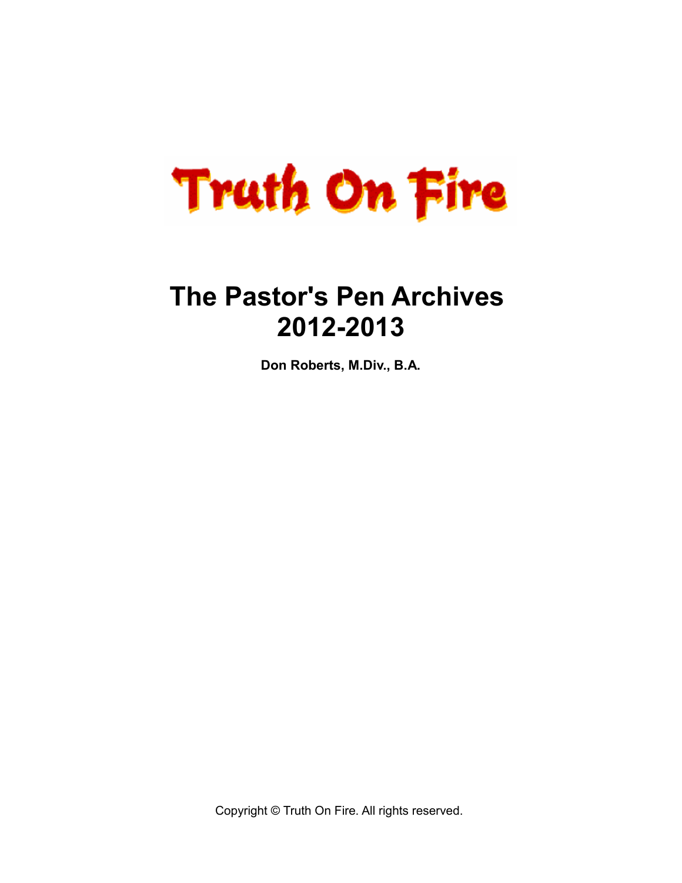Truth On Fire

# The Pastor's Pen Archives 2012-2013

**Don Roberts, M.Div., B.A.**

Copyright © Truth On Fire. All rights reserved.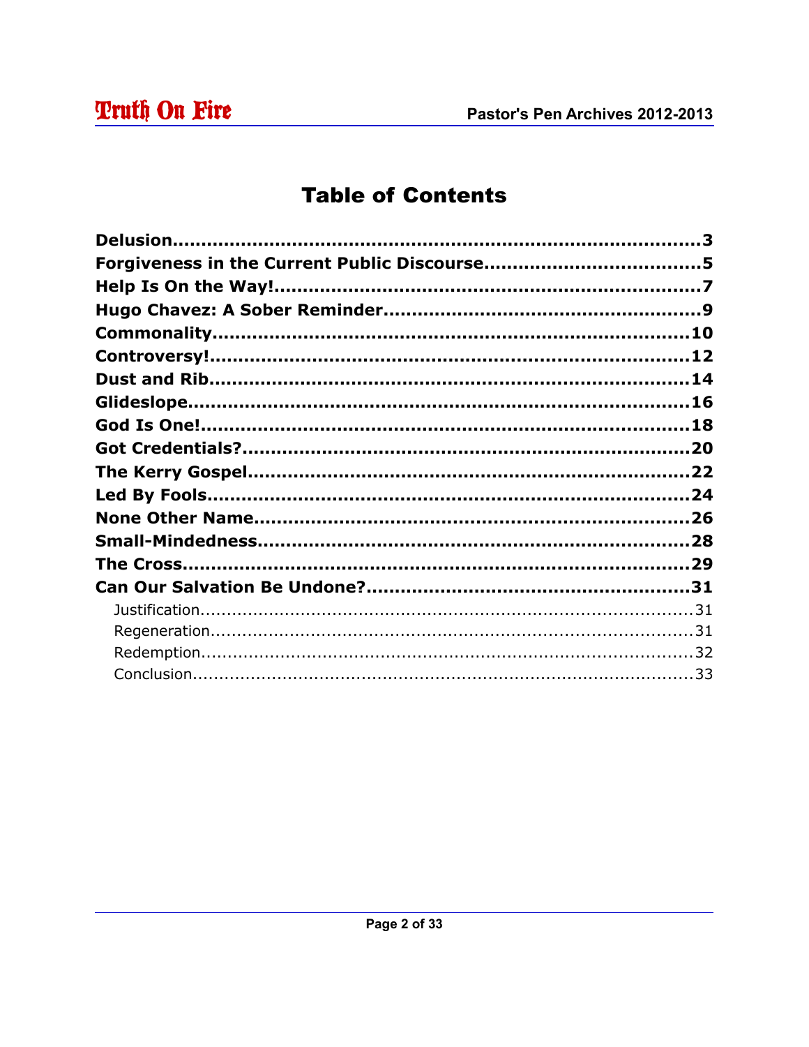# Table of Contents

**Delusion**......................................................................................**3**
**Forgiveness in the Current Public Discourse**.......................................**5**
**Help Is On the Way!**...........................................................................**7**
**Hugo Chavez: A Sober Reminder**........................................................**9**
**Commonality**....................................................................................**10**
**Controversy!**.....................................................................................**12**
**Dust and Rib**.....................................................................................**14**
**Glideslope**.........................................................................................**16**
**God Is One!**.......................................................................................**18**
**Got Credentials?**................................................................................**20**
**The Kerry Gospel**...............................................................................**22**
**Led By Fools**......................................................................................**24**
**None Other Name**...............................................................................**26**
**Small-Mindedness**...............................................................................**28**
**The Cross**..........................................................................................**29**
**Can Our Salvation Be Undone?**............................................................**31**
- Justification.......................................................................................31
- Regeneration.....................................................................................31
- Redemption.......................................................................................32
- Conclusion.........................................................................................33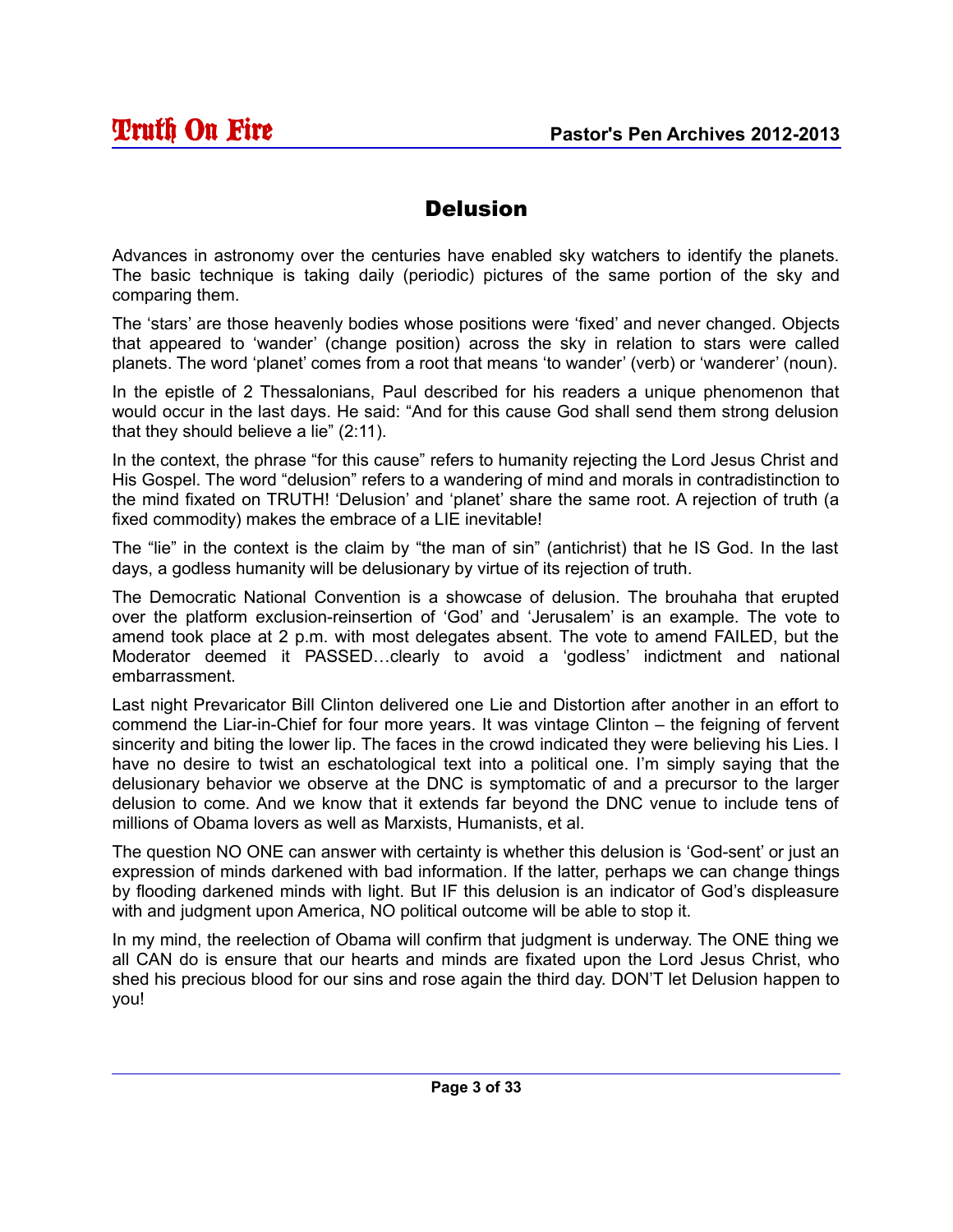# Delusion

Advances in astronomy over the centuries have enabled sky watchers to identify the planets. The basic technique is taking daily (periodic) pictures of the same portion of the sky and comparing them.

The 'stars' are those heavenly bodies whose positions were 'fixed' and never changed. Objects that appeared to 'wander' (change position) across the sky in relation to stars were called planets. The word 'planet' comes from a root that means 'to wander' (verb) or 'wanderer' (noun).

In the epistle of 2 Thessalonians, Paul described for his readers a unique phenomenon that would occur in the last days. He said: "And for this cause God shall send them strong delusion that they should believe a lie" (2:11).

In the context, the phrase "for this cause" refers to humanity rejecting the Lord Jesus Christ and His Gospel. The word "delusion" refers to a wandering of mind and morals in contradistinction to the mind fixated on TRUTH! 'Delusion' and 'planet' share the same root. A rejection of truth (a fixed commodity) makes the embrace of a LIE inevitable!

The "lie" in the context is the claim by "the man of sin" (antichrist) that he IS God. In the last days, a godless humanity will be delusionary by virtue of its rejection of truth.

The Democratic National Convention is a showcase of delusion. The brouhaha that erupted over the platform exclusion-reinsertion of 'God' and 'Jerusalem' is an example. The vote to amend took place at 2 p.m. with most delegates absent. The vote to amend FAILED, but the Moderator deemed it PASSED…clearly to avoid a 'godless' indictment and national embarrassment.

Last night Prevaricator Bill Clinton delivered one Lie and Distortion after another in an effort to commend the Liar-in-Chief for four more years. It was vintage Clinton – the feigning of fervent sincerity and biting the lower lip. The faces in the crowd indicated they were believing his Lies. I have no desire to twist an eschatological text into a political one. I'm simply saying that the delusionary behavior we observe at the DNC is symptomatic of and a precursor to the larger delusion to come. And we know that it extends far beyond the DNC venue to include tens of millions of Obama lovers as well as Marxists, Humanists, et al.

The question NO ONE can answer with certainty is whether this delusion is 'God-sent' or just an expression of minds darkened with bad information. If the latter, perhaps we can change things by flooding darkened minds with light. But IF this delusion is an indicator of God's displeasure with and judgment upon America, NO political outcome will be able to stop it.

In my mind, the reelection of Obama will confirm that judgment is underway. The ONE thing we all CAN do is ensure that our hearts and minds are fixated upon the Lord Jesus Christ, who shed his precious blood for our sins and rose again the third day. DON'T let Delusion happen to you!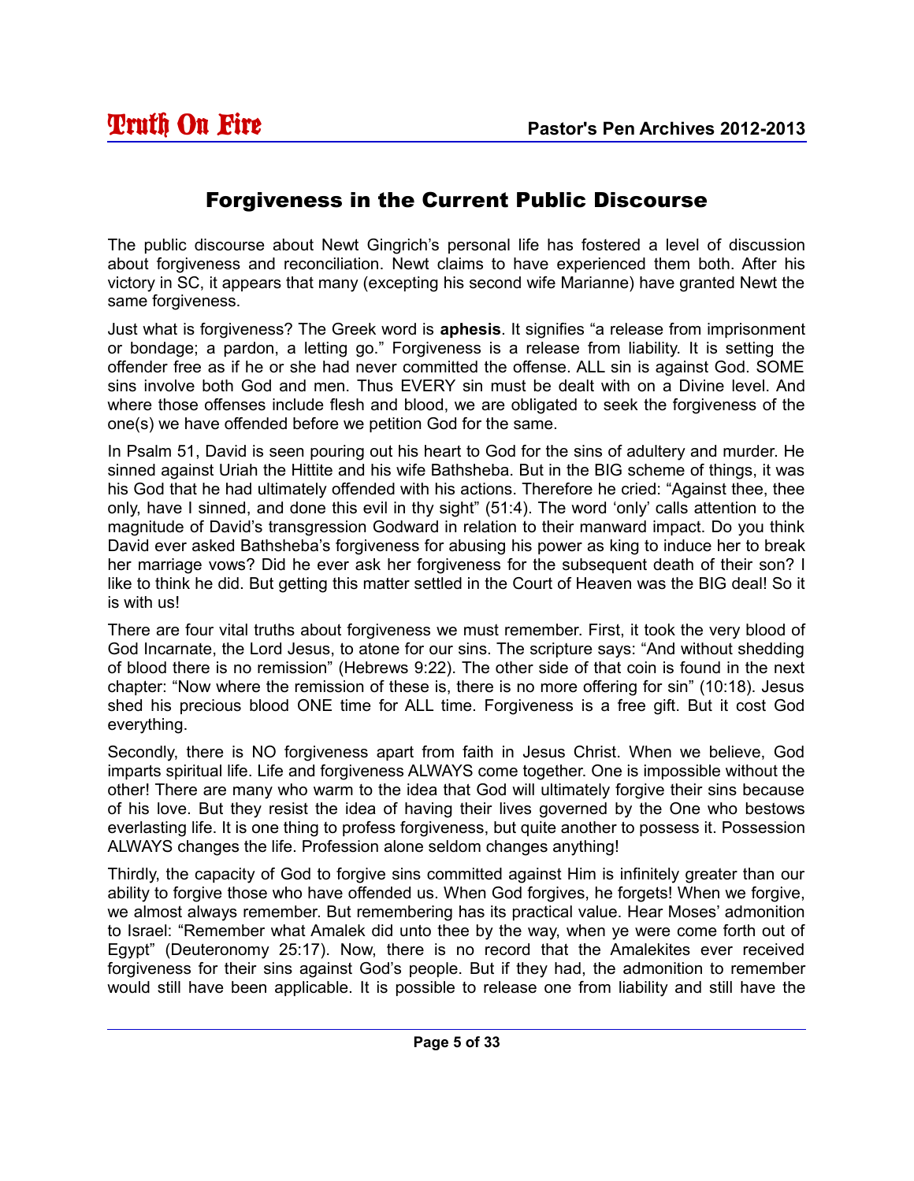## Forgiveness in the Current Public Discourse

The public discourse about Newt Gingrich's personal life has fostered a level of discussion about forgiveness and reconciliation. Newt claims to have experienced them both. After his victory in SC, it appears that many (excepting his second wife Marianne) have granted Newt the same forgiveness.

Just what is forgiveness? The Greek word is **aphesis**. It signifies "a release from imprisonment or bondage; a pardon, a letting go." Forgiveness is a release from liability. It is setting the offender free as if he or she had never committed the offense. ALL sin is against God. SOME sins involve both God and men. Thus EVERY sin must be dealt with on a Divine level. And where those offenses include flesh and blood, we are obligated to seek the forgiveness of the one(s) we have offended before we petition God for the same.

In Psalm 51, David is seen pouring out his heart to God for the sins of adultery and murder. He sinned against Uriah the Hittite and his wife Bathsheba. But in the BIG scheme of things, it was his God that he had ultimately offended with his actions. Therefore he cried: "Against thee, thee only, have I sinned, and done this evil in thy sight" (51:4). The word 'only' calls attention to the magnitude of David's transgression Godward in relation to their manward impact. Do you think David ever asked Bathsheba's forgiveness for abusing his power as king to induce her to break her marriage vows? Did he ever ask her forgiveness for the subsequent death of their son? I like to think he did. But getting this matter settled in the Court of Heaven was the BIG deal! So it is with us!

There are four vital truths about forgiveness we must remember. First, it took the very blood of God Incarnate, the Lord Jesus, to atone for our sins. The scripture says: "And without shedding of blood there is no remission" (Hebrews 9:22). The other side of that coin is found in the next chapter: "Now where the remission of these is, there is no more offering for sin" (10:18). Jesus shed his precious blood ONE time for ALL time. Forgiveness is a free gift. But it cost God everything.

Secondly, there is NO forgiveness apart from faith in Jesus Christ. When we believe, God imparts spiritual life. Life and forgiveness ALWAYS come together. One is impossible without the other! There are many who warm to the idea that God will ultimately forgive their sins because of his love. But they resist the idea of having their lives governed by the One who bestows everlasting life. It is one thing to profess forgiveness, but quite another to possess it. Possession ALWAYS changes the life. Profession alone seldom changes anything!

Thirdly, the capacity of God to forgive sins committed against Him is infinitely greater than our ability to forgive those who have offended us. When God forgives, he forgets! When we forgive, we almost always remember. But remembering has its practical value. Hear Moses' admonition to Israel: "Remember what Amalek did unto thee by the way, when ye were come forth out of Egypt" (Deuteronomy 25:17). Now, there is no record that the Amalekites ever received forgiveness for their sins against God's people. But if they had, the admonition to remember would still have been applicable. It is possible to release one from liability and still have the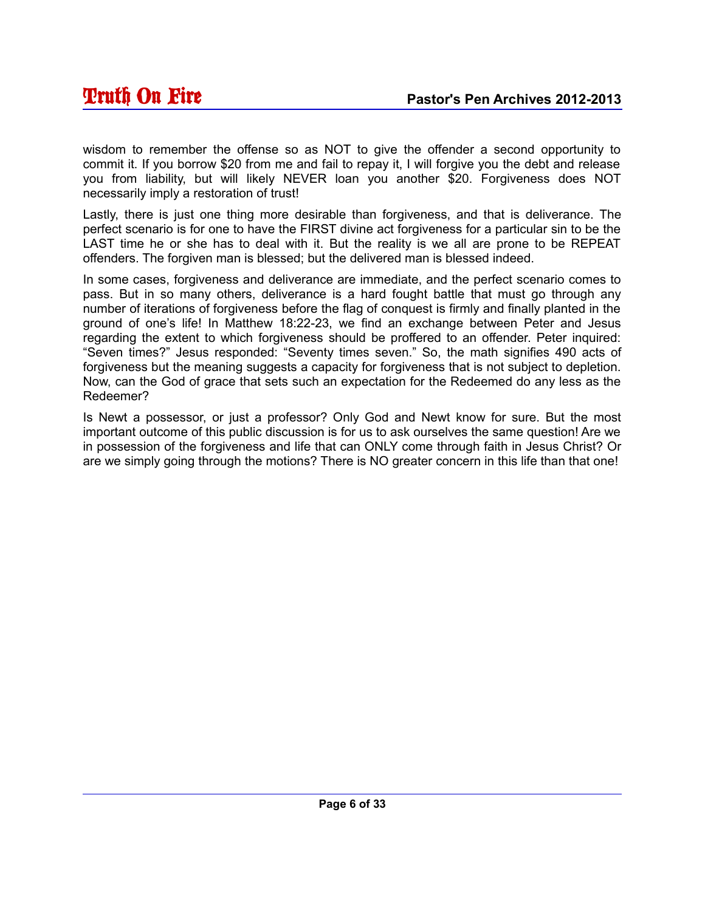wisdom to remember the offense so as NOT to give the offender a second opportunity to commit it. If you borrow $20 from me and fail to repay it, I will forgive you the debt and release you from liability, but will likely NEVER loan you another $20. Forgiveness does NOT necessarily imply a restoration of trust!

Lastly, there is just one thing more desirable than forgiveness, and that is deliverance. The perfect scenario is for one to have the FIRST divine act forgiveness for a particular sin to be the LAST time he or she has to deal with it. But the reality is we all are prone to be REPEAT offenders. The forgiven man is blessed; but the delivered man is blessed indeed.

In some cases, forgiveness and deliverance are immediate, and the perfect scenario comes to pass. But in so many others, deliverance is a hard fought battle that must go through any number of iterations of forgiveness before the flag of conquest is firmly and finally planted in the ground of one's life! In Matthew 18:22-23, we find an exchange between Peter and Jesus regarding the extent to which forgiveness should be proffered to an offender. Peter inquired: "Seven times?" Jesus responded: "Seventy times seven." So, the math signifies 490 acts of forgiveness but the meaning suggests a capacity for forgiveness that is not subject to depletion. Now, can the God of grace that sets such an expectation for the Redeemed do any less as the Redeemer?

Is Newt a possessor, or just a professor? Only God and Newt know for sure. But the most important outcome of this public discussion is for us to ask ourselves the same question! Are we in possession of the forgiveness and life that can ONLY come through faith in Jesus Christ? Or are we simply going through the motions? There is NO greater concern in this life than that one!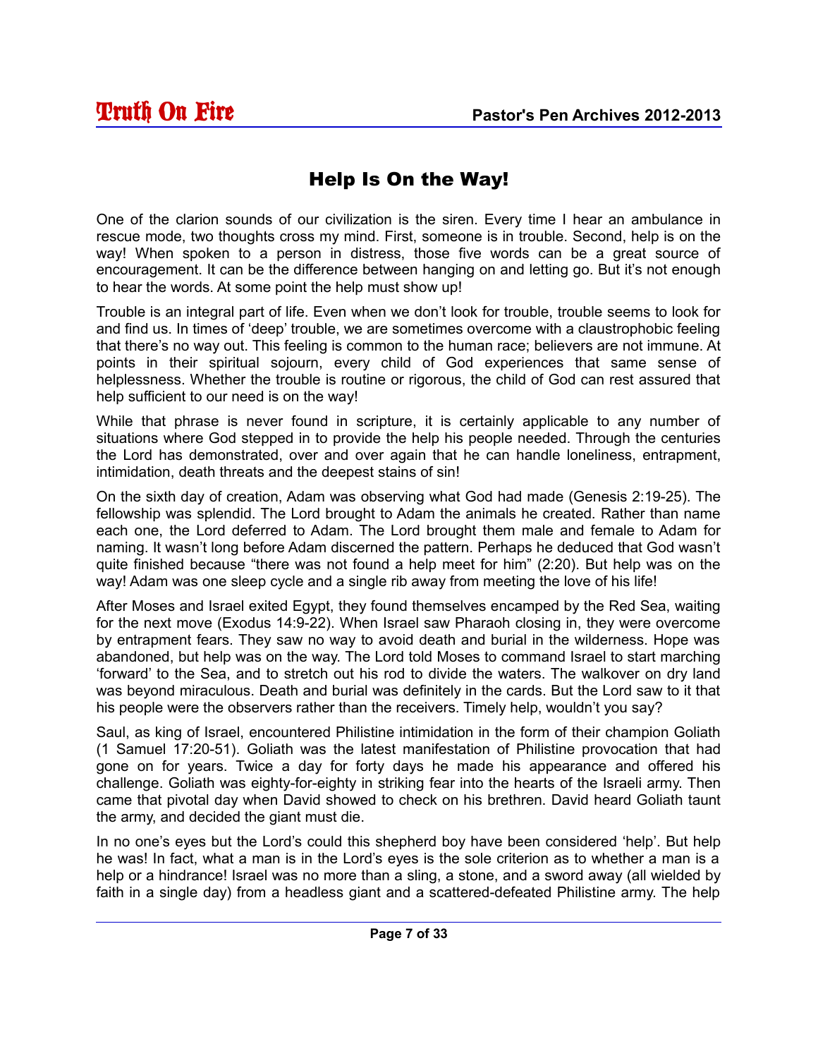# Help Is On the Way!

One of the clarion sounds of our civilization is the siren. Every time I hear an ambulance in rescue mode, two thoughts cross my mind. First, someone is in trouble. Second, help is on the way! When spoken to a person in distress, those five words can be a great source of encouragement. It can be the difference between hanging on and letting go. But it's not enough to hear the words. At some point the help must show up!

Trouble is an integral part of life. Even when we don't look for trouble, trouble seems to look for and find us. In times of 'deep' trouble, we are sometimes overcome with a claustrophobic feeling that there's no way out. This feeling is common to the human race; believers are not immune. At points in their spiritual sojourn, every child of God experiences that same sense of helplessness. Whether the trouble is routine or rigorous, the child of God can rest assured that help sufficient to our need is on the way!

While that phrase is never found in scripture, it is certainly applicable to any number of situations where God stepped in to provide the help his people needed. Through the centuries the Lord has demonstrated, over and over again that he can handle loneliness, entrapment, intimidation, death threats and the deepest stains of sin!

On the sixth day of creation, Adam was observing what God had made (Genesis 2:19-25). The fellowship was splendid. The Lord brought to Adam the animals he created. Rather than name each one, the Lord deferred to Adam. The Lord brought them male and female to Adam for naming. It wasn't long before Adam discerned the pattern. Perhaps he deduced that God wasn't quite finished because "there was not found a help meet for him" (2:20). But help was on the way! Adam was one sleep cycle and a single rib away from meeting the love of his life!

After Moses and Israel exited Egypt, they found themselves encamped by the Red Sea, waiting for the next move (Exodus 14:9-22). When Israel saw Pharaoh closing in, they were overcome by entrapment fears. They saw no way to avoid death and burial in the wilderness. Hope was abandoned, but help was on the way. The Lord told Moses to command Israel to start marching 'forward' to the Sea, and to stretch out his rod to divide the waters. The walkover on dry land was beyond miraculous. Death and burial was definitely in the cards. But the Lord saw to it that his people were the observers rather than the receivers. Timely help, wouldn't you say?

Saul, as king of Israel, encountered Philistine intimidation in the form of their champion Goliath (1 Samuel 17:20-51). Goliath was the latest manifestation of Philistine provocation that had gone on for years. Twice a day for forty days he made his appearance and offered his challenge. Goliath was eighty-for-eighty in striking fear into the hearts of the Israeli army. Then came that pivotal day when David showed to check on his brethren. David heard Goliath taunt the army, and decided the giant must die.

In no one's eyes but the Lord's could this shepherd boy have been considered 'help'. But help he was! In fact, what a man is in the Lord's eyes is the sole criterion as to whether a man is a help or a hindrance! Israel was no more than a sling, a stone, and a sword away (all wielded by faith in a single day) from a headless giant and a scattered-defeated Philistine army. The help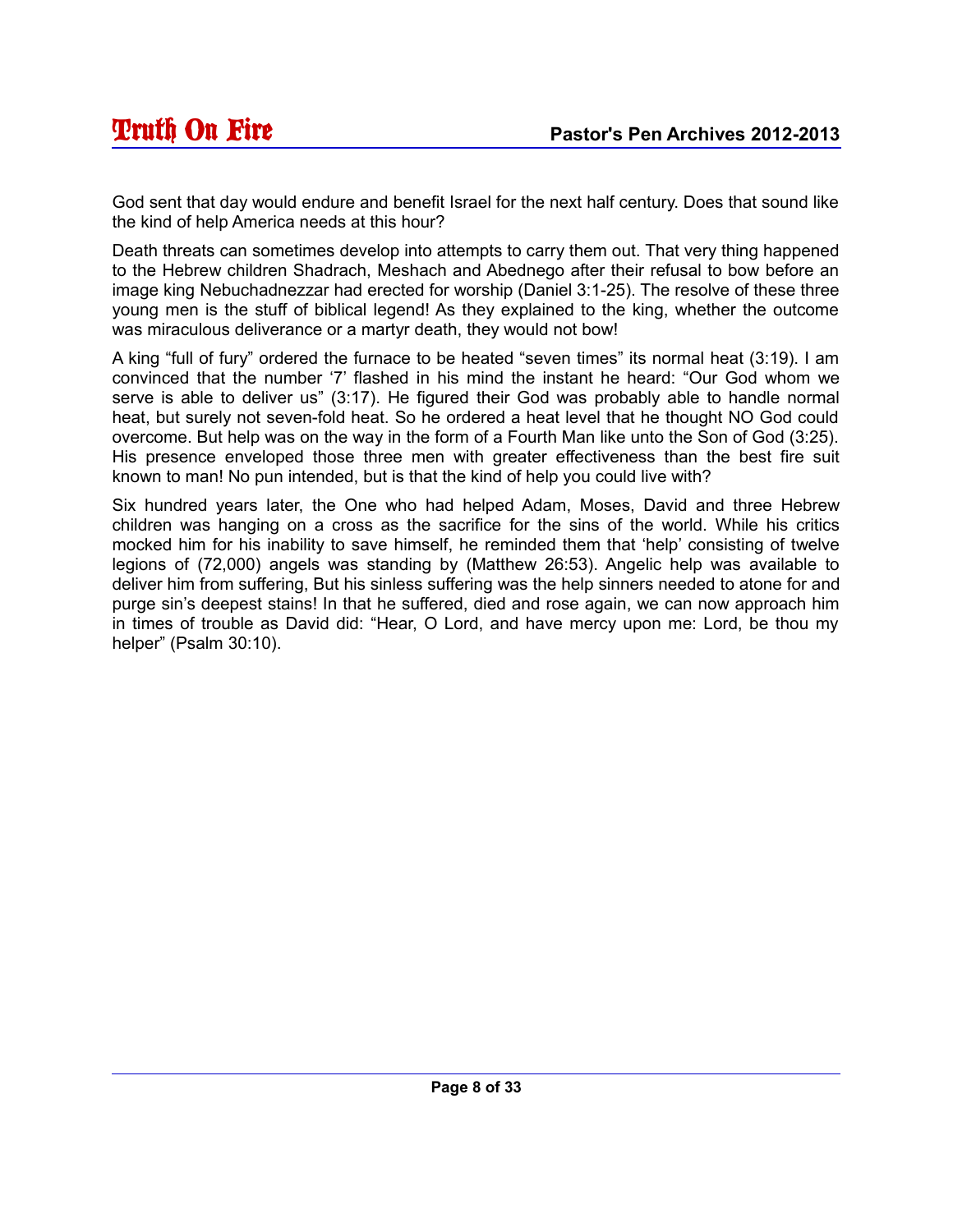God sent that day would endure and benefit Israel for the next half century. Does that sound like the kind of help America needs at this hour?

Death threats can sometimes develop into attempts to carry them out. That very thing happened to the Hebrew children Shadrach, Meshach and Abednego after their refusal to bow before an image king Nebuchadnezzar had erected for worship (Daniel 3:1-25). The resolve of these three young men is the stuff of biblical legend! As they explained to the king, whether the outcome was miraculous deliverance or a martyr death, they would not bow!

A king “full of fury” ordered the furnace to be heated “seven times” its normal heat (3:19). I am convinced that the number ‘7’ flashed in his mind the instant he heard: “Our God whom we serve is able to deliver us” (3:17). He figured their God was probably able to handle normal heat, but surely not seven-fold heat. So he ordered a heat level that he thought NO God could overcome. But help was on the way in the form of a Fourth Man like unto the Son of God (3:25). His presence enveloped those three men with greater effectiveness than the best fire suit known to man! No pun intended, but is that the kind of help you could live with?

Six hundred years later, the One who had helped Adam, Moses, David and three Hebrew children was hanging on a cross as the sacrifice for the sins of the world. While his critics mocked him for his inability to save himself, he reminded them that ‘help’ consisting of twelve legions of (72,000) angels was standing by (Matthew 26:53). Angelic help was available to deliver him from suffering, But his sinless suffering was the help sinners needed to atone for and purge sin’s deepest stains! In that he suffered, died and rose again, we can now approach him in times of trouble as David did: “Hear, O Lord, and have mercy upon me: Lord, be thou my helper” (Psalm 30:10).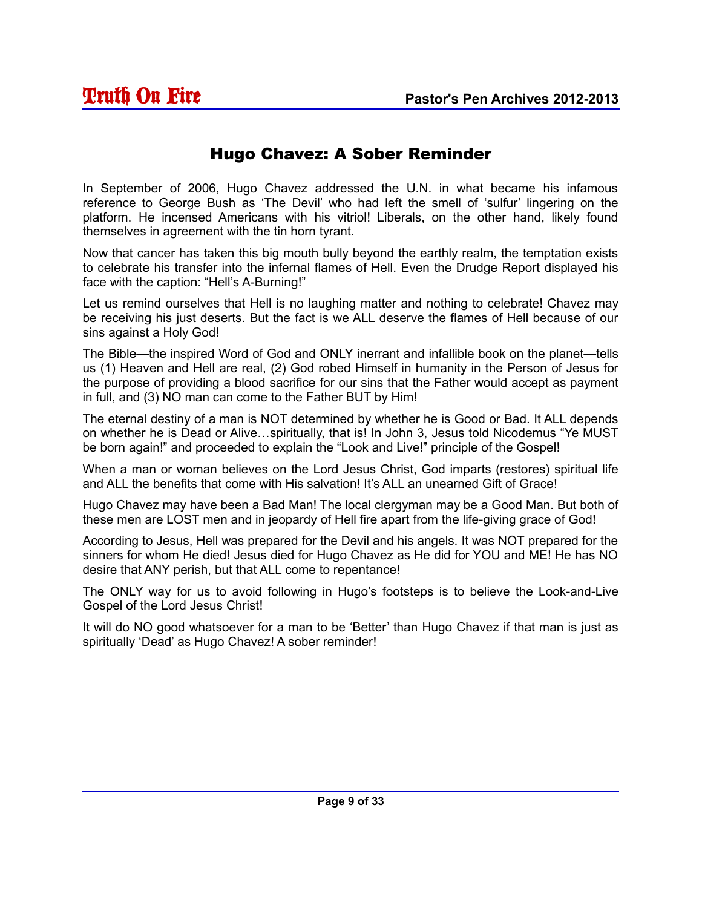# Hugo Chavez: A Sober Reminder

In September of 2006, Hugo Chavez addressed the U.N. in what became his infamous reference to George Bush as 'The Devil' who had left the smell of 'sulfur' lingering on the platform. He incensed Americans with his vitriol! Liberals, on the other hand, likely found themselves in agreement with the tin horn tyrant.

Now that cancer has taken this big mouth bully beyond the earthly realm, the temptation exists to celebrate his transfer into the infernal flames of Hell. Even the Drudge Report displayed his face with the caption: "Hell's A-Burning!"

Let us remind ourselves that Hell is no laughing matter and nothing to celebrate! Chavez may be receiving his just deserts. But the fact is we ALL deserve the flames of Hell because of our sins against a Holy God!

The Bible—the inspired Word of God and ONLY inerrant and infallible book on the planet—tells us (1) Heaven and Hell are real, (2) God robed Himself in humanity in the Person of Jesus for the purpose of providing a blood sacrifice for our sins that the Father would accept as payment in full, and (3) NO man can come to the Father BUT by Him!

The eternal destiny of a man is NOT determined by whether he is Good or Bad. It ALL depends on whether he is Dead or Alive…spiritually, that is! In John 3, Jesus told Nicodemus "Ye MUST be born again!" and proceeded to explain the "Look and Live!" principle of the Gospel!

When a man or woman believes on the Lord Jesus Christ, God imparts (restores) spiritual life and ALL the benefits that come with His salvation! It's ALL an unearned Gift of Grace!

Hugo Chavez may have been a Bad Man! The local clergyman may be a Good Man. But both of these men are LOST men and in jeopardy of Hell fire apart from the life-giving grace of God!

According to Jesus, Hell was prepared for the Devil and his angels. It was NOT prepared for the sinners for whom He died! Jesus died for Hugo Chavez as He did for YOU and ME! He has NO desire that ANY perish, but that ALL come to repentance!

The ONLY way for us to avoid following in Hugo's footsteps is to believe the Look-and-Live Gospel of the Lord Jesus Christ!

It will do NO good whatsoever for a man to be 'Better' than Hugo Chavez if that man is just as spiritually 'Dead' as Hugo Chavez! A sober reminder!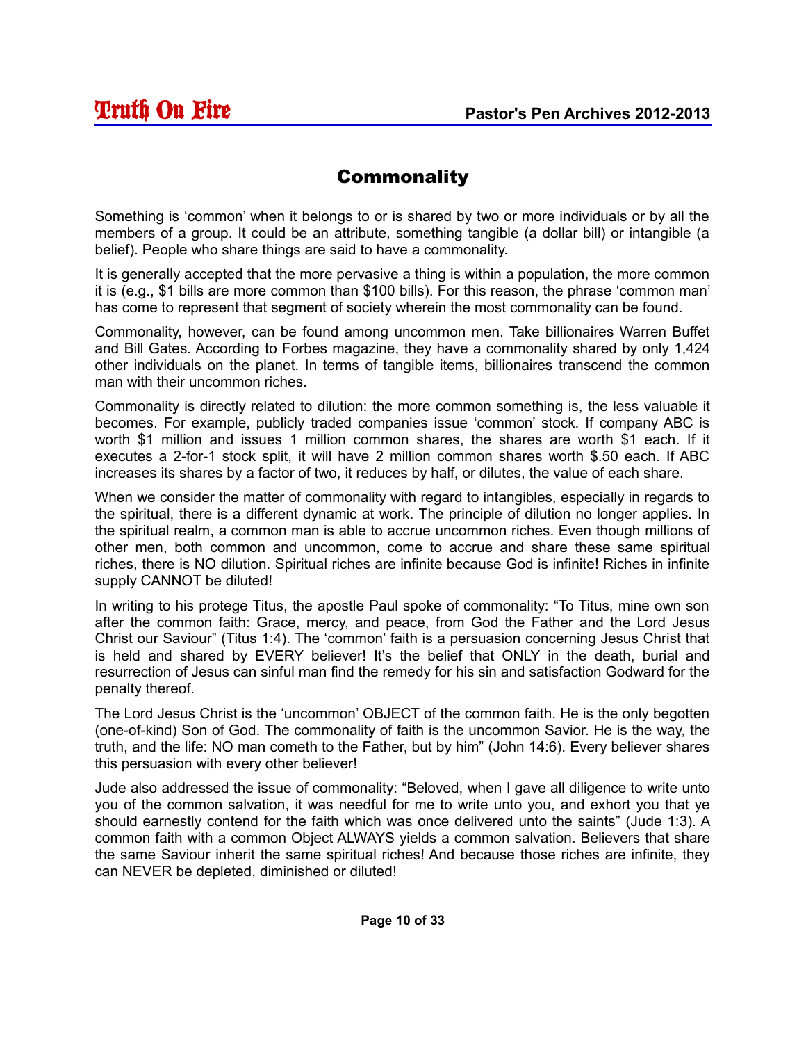# Commonality

Something is 'common' when it belongs to or is shared by two or more individuals or by all the members of a group. It could be an attribute, something tangible (a dollar bill) or intangible (a belief). People who share things are said to have a commonality.

It is generally accepted that the more pervasive a thing is within a population, the more common it is (e.g., $1 bills are more common than $100 bills). For this reason, the phrase 'common man' has come to represent that segment of society wherein the most commonality can be found.

Commonality, however, can be found among uncommon men. Take billionaires Warren Buffet and Bill Gates. According to Forbes magazine, they have a commonality shared by only 1,424 other individuals on the planet. In terms of tangible items, billionaires transcend the common man with their uncommon riches.

Commonality is directly related to dilution: the more common something is, the less valuable it becomes. For example, publicly traded companies issue 'common' stock. If company ABC is worth $1 million and issues 1 million common shares, the shares are worth $1 each. If it executes a 2-for-1 stock split, it will have 2 million common shares worth $.50 each. If ABC increases its shares by a factor of two, it reduces by half, or dilutes, the value of each share.

When we consider the matter of commonality with regard to intangibles, especially in regards to the spiritual, there is a different dynamic at work. The principle of dilution no longer applies. In the spiritual realm, a common man is able to accrue uncommon riches. Even though millions of other men, both common and uncommon, come to accrue and share these same spiritual riches, there is NO dilution. Spiritual riches are infinite because God is infinite! Riches in infinite supply CANNOT be diluted!

In writing to his protege Titus, the apostle Paul spoke of commonality: "To Titus, mine own son after the common faith: Grace, mercy, and peace, from God the Father and the Lord Jesus Christ our Saviour" (Titus 1:4). The 'common' faith is a persuasion concerning Jesus Christ that is held and shared by EVERY believer! It's the belief that ONLY in the death, burial and resurrection of Jesus can sinful man find the remedy for his sin and satisfaction Godward for the penalty thereof.

The Lord Jesus Christ is the 'uncommon' OBJECT of the common faith. He is the only begotten (one-of-kind) Son of God. The commonality of faith is the uncommon Savior. He is the way, the truth, and the life: NO man cometh to the Father, but by him" (John 14:6). Every believer shares this persuasion with every other believer!

Jude also addressed the issue of commonality: "Beloved, when I gave all diligence to write unto you of the common salvation, it was needful for me to write unto you, and exhort you that ye should earnestly contend for the faith which was once delivered unto the saints" (Jude 1:3). A common faith with a common Object ALWAYS yields a common salvation. Believers that share the same Saviour inherit the same spiritual riches! And because those riches are infinite, they can NEVER be depleted, diminished or diluted!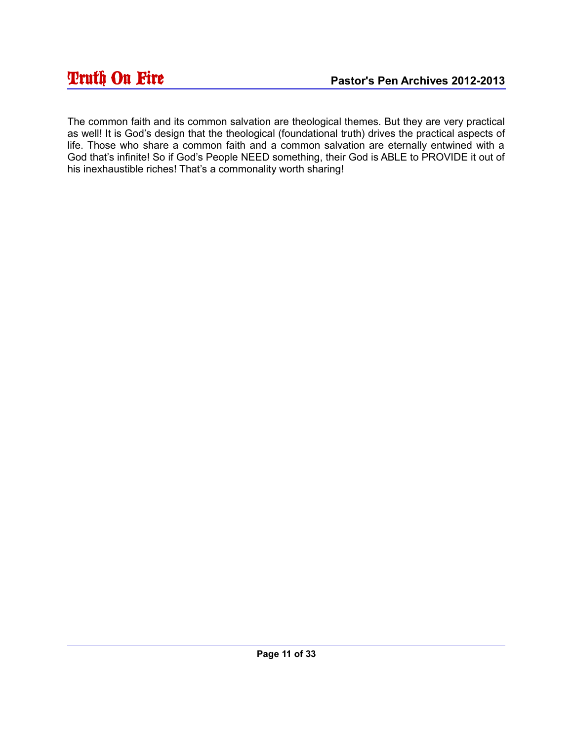The common faith and its common salvation are theological themes. But they are very practical as well! It is God's design that the theological (foundational truth) drives the practical aspects of life. Those who share a common faith and a common salvation are eternally entwined with a God that's infinite! So if God's People NEED something, their God is ABLE to PROVIDE it out of his inexhaustible riches! That's a commonality worth sharing!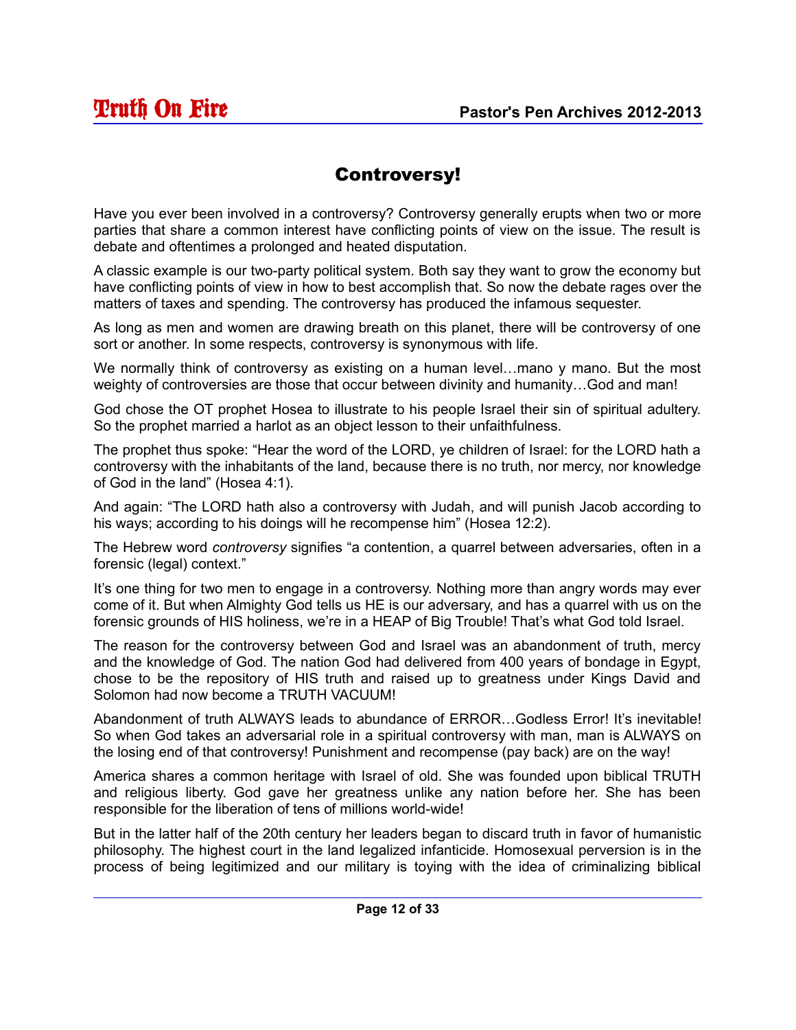# Controversy!

Have you ever been involved in a controversy? Controversy generally erupts when two or more parties that share a common interest have conflicting points of view on the issue. The result is debate and oftentimes a prolonged and heated disputation.

A classic example is our two-party political system. Both say they want to grow the economy but have conflicting points of view in how to best accomplish that. So now the debate rages over the matters of taxes and spending. The controversy has produced the infamous sequester.

As long as men and women are drawing breath on this planet, there will be controversy of one sort or another. In some respects, controversy is synonymous with life.

We normally think of controversy as existing on a human level…mano y mano. But the most weighty of controversies are those that occur between divinity and humanity…God and man!

God chose the OT prophet Hosea to illustrate to his people Israel their sin of spiritual adultery. So the prophet married a harlot as an object lesson to their unfaithfulness.

The prophet thus spoke: “Hear the word of the LORD, ye children of Israel: for the LORD hath a controversy with the inhabitants of the land, because there is no truth, nor mercy, nor knowledge of God in the land” (Hosea 4:1).

And again: “The LORD hath also a controversy with Judah, and will punish Jacob according to his ways; according to his doings will he recompense him” (Hosea 12:2).

The Hebrew word *controversy* signifies “a contention, a quarrel between adversaries, often in a forensic (legal) context.”

It’s one thing for two men to engage in a controversy. Nothing more than angry words may ever come of it. But when Almighty God tells us HE is our adversary, and has a quarrel with us on the forensic grounds of HIS holiness, we’re in a HEAP of Big Trouble! That’s what God told Israel.

The reason for the controversy between God and Israel was an abandonment of truth, mercy and the knowledge of God. The nation God had delivered from 400 years of bondage in Egypt, chose to be the repository of HIS truth and raised up to greatness under Kings David and Solomon had now become a TRUTH VACUUM!

Abandonment of truth ALWAYS leads to abundance of ERROR…Godless Error! It’s inevitable! So when God takes an adversarial role in a spiritual controversy with man, man is ALWAYS on the losing end of that controversy! Punishment and recompense (pay back) are on the way!

America shares a common heritage with Israel of old. She was founded upon biblical TRUTH and religious liberty. God gave her greatness unlike any nation before her. She has been responsible for the liberation of tens of millions world-wide!

But in the latter half of the 20th century her leaders began to discard truth in favor of humanistic philosophy. The highest court in the land legalized infanticide. Homosexual perversion is in the process of being legitimized and our military is toying with the idea of criminalizing biblical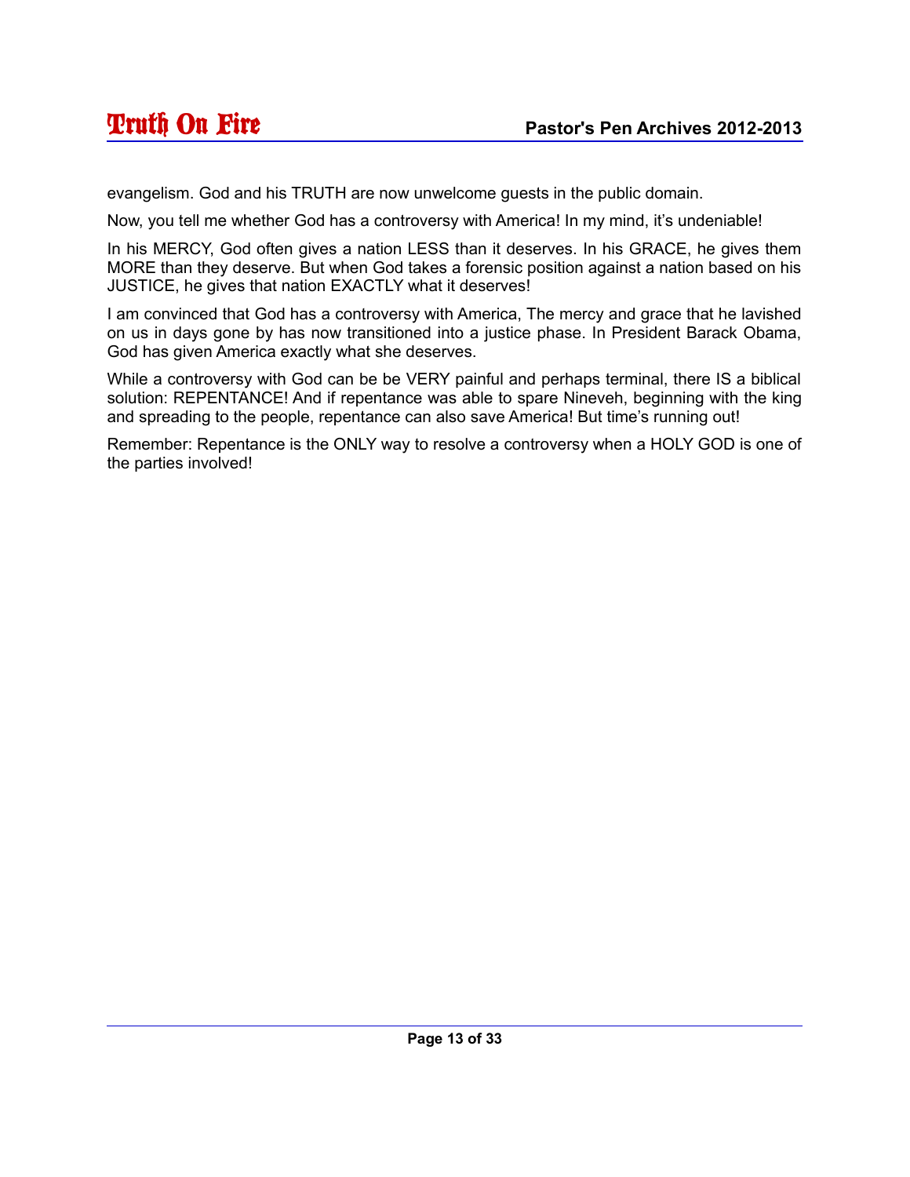evangelism. God and his TRUTH are now unwelcome guests in the public domain.

Now, you tell me whether God has a controversy with America! In my mind, it's undeniable!

In his MERCY, God often gives a nation LESS than it deserves. In his GRACE, he gives them MORE than they deserve. But when God takes a forensic position against a nation based on his JUSTICE, he gives that nation EXACTLY what it deserves!

I am convinced that God has a controversy with America, The mercy and grace that he lavished on us in days gone by has now transitioned into a justice phase. In President Barack Obama, God has given America exactly what she deserves.

While a controversy with God can be be VERY painful and perhaps terminal, there IS a biblical solution: REPENTANCE! And if repentance was able to spare Nineveh, beginning with the king and spreading to the people, repentance can also save America! But time's running out!

Remember: Repentance is the ONLY way to resolve a controversy when a HOLY GOD is one of the parties involved!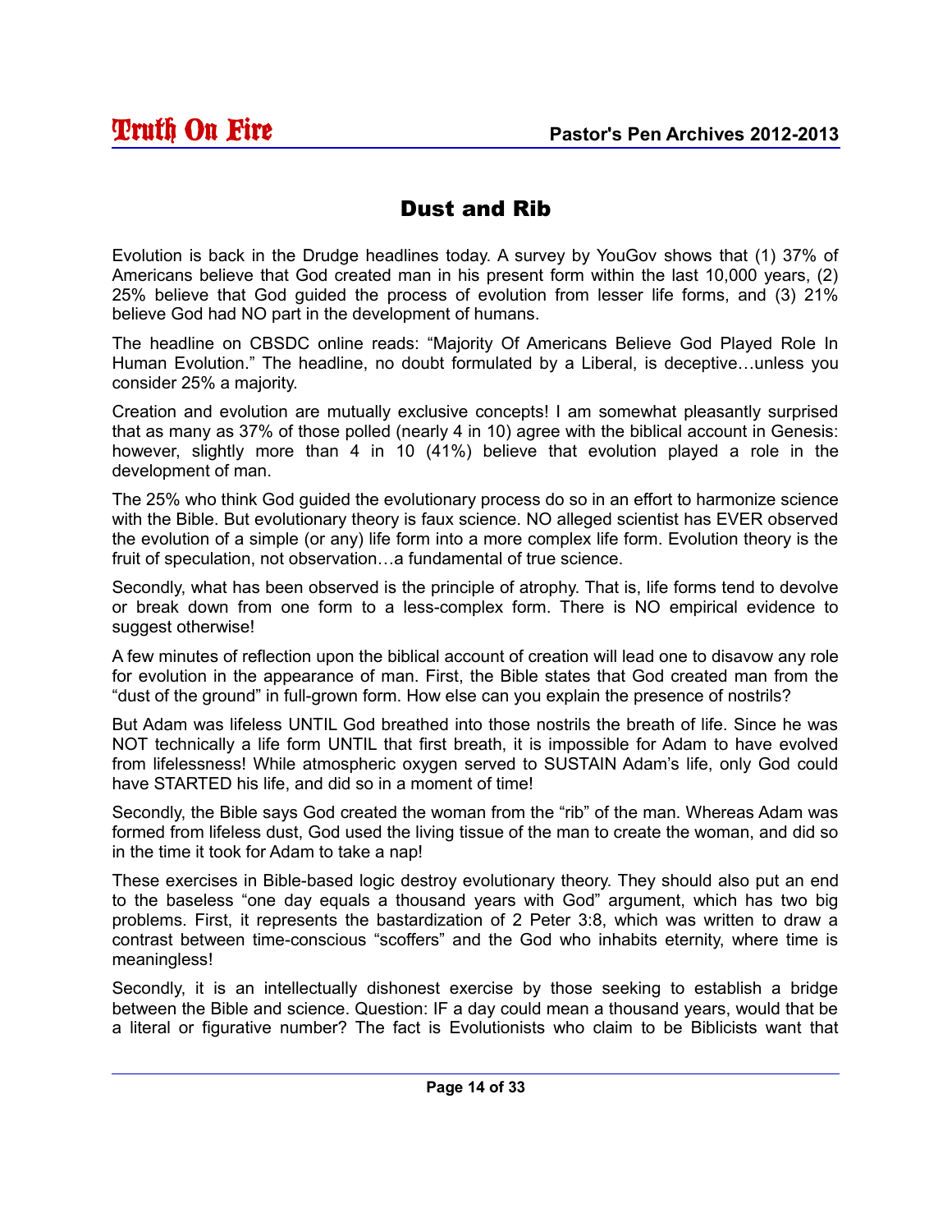## Dust and Rib

Evolution is back in the Drudge headlines today. A survey by YouGov shows that (1) 37% of Americans believe that God created man in his present form within the last 10,000 years, (2) 25% believe that God guided the process of evolution from lesser life forms, and (3) 21% believe God had NO part in the development of humans.

The headline on CBSDC online reads: "Majority Of Americans Believe God Played Role In Human Evolution." The headline, no doubt formulated by a Liberal, is deceptive…unless you consider 25% a majority.

Creation and evolution are mutually exclusive concepts! I am somewhat pleasantly surprised that as many as 37% of those polled (nearly 4 in 10) agree with the biblical account in Genesis: however, slightly more than 4 in 10 (41%) believe that evolution played a role in the development of man.

The 25% who think God guided the evolutionary process do so in an effort to harmonize science with the Bible. But evolutionary theory is faux science. NO alleged scientist has EVER observed the evolution of a simple (or any) life form into a more complex life form. Evolution theory is the fruit of speculation, not observation…a fundamental of true science.

Secondly, what has been observed is the principle of atrophy. That is, life forms tend to devolve or break down from one form to a less-complex form. There is NO empirical evidence to suggest otherwise!

A few minutes of reflection upon the biblical account of creation will lead one to disavow any role for evolution in the appearance of man. First, the Bible states that God created man from the "dust of the ground" in full-grown form. How else can you explain the presence of nostrils?

But Adam was lifeless UNTIL God breathed into those nostrils the breath of life. Since he was NOT technically a life form UNTIL that first breath, it is impossible for Adam to have evolved from lifelessness! While atmospheric oxygen served to SUSTAIN Adam's life, only God could have STARTED his life, and did so in a moment of time!

Secondly, the Bible says God created the woman from the "rib" of the man. Whereas Adam was formed from lifeless dust, God used the living tissue of the man to create the woman, and did so in the time it took for Adam to take a nap!

These exercises in Bible-based logic destroy evolutionary theory. They should also put an end to the baseless "one day equals a thousand years with God" argument, which has two big problems. First, it represents the bastardization of 2 Peter 3:8, which was written to draw a contrast between time-conscious "scoffers" and the God who inhabits eternity, where time is meaningless!

Secondly, it is an intellectually dishonest exercise by those seeking to establish a bridge between the Bible and science. Question: IF a day could mean a thousand years, would that be a literal or figurative number? The fact is Evolutionists who claim to be Biblicists want that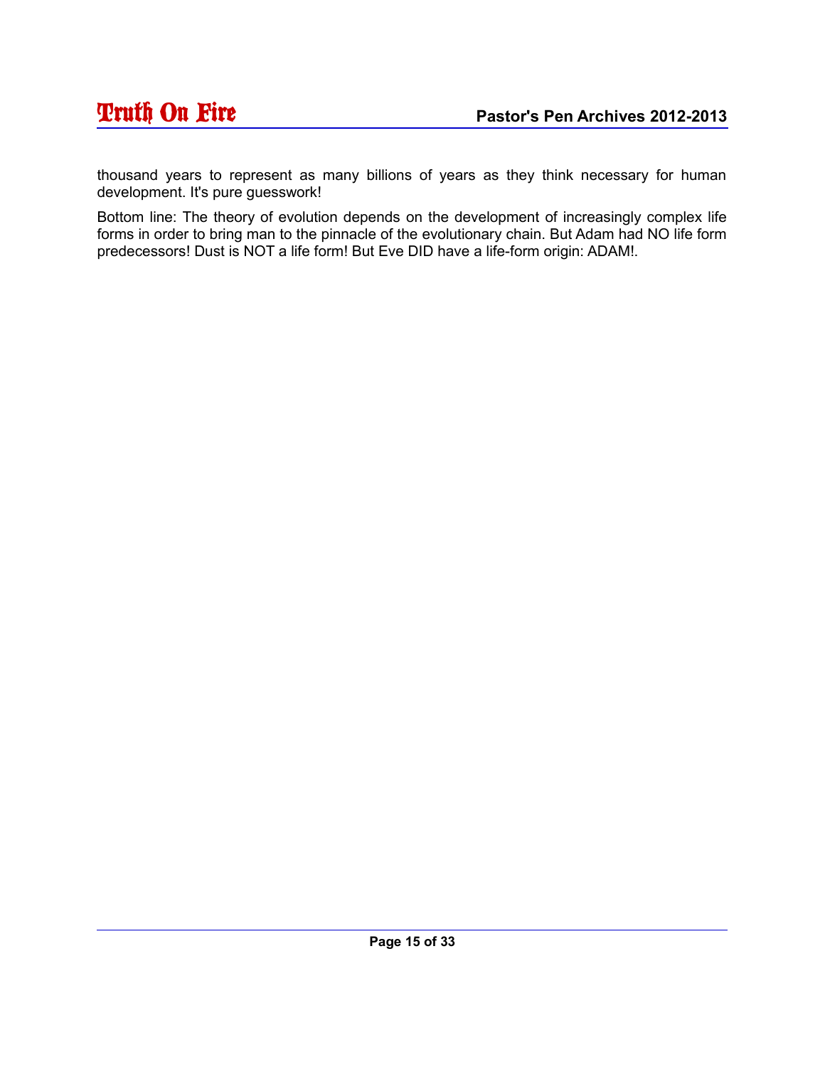thousand years to represent as many billions of years as they think necessary for human development. It's pure guesswork!

Bottom line: The theory of evolution depends on the development of increasingly complex life forms in order to bring man to the pinnacle of the evolutionary chain. But Adam had NO life form predecessors! Dust is NOT a life form! But Eve DID have a life-form origin: ADAM!.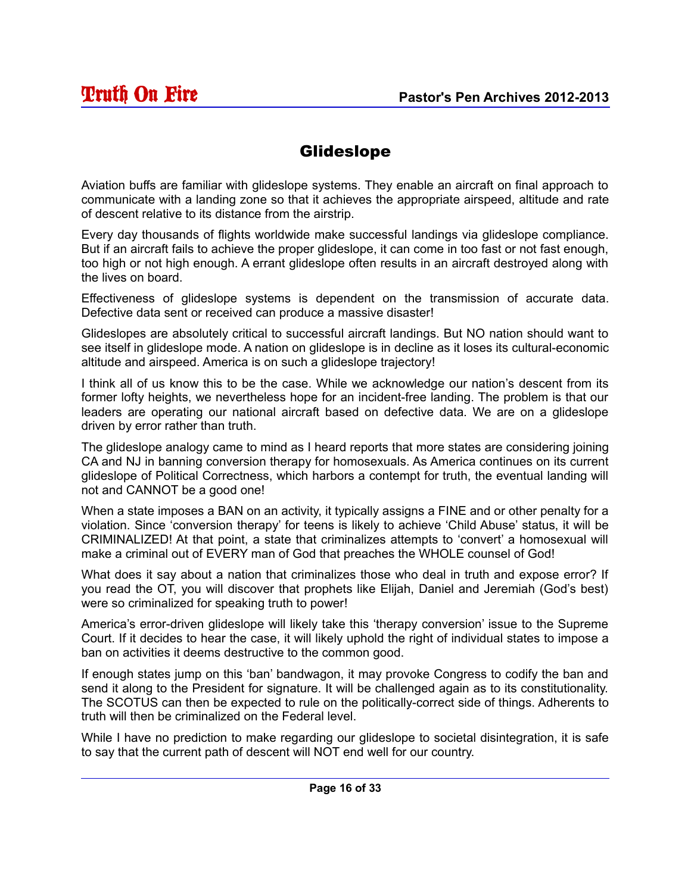# Glideslope

Aviation buffs are familiar with glideslope systems. They enable an aircraft on final approach to communicate with a landing zone so that it achieves the appropriate airspeed, altitude and rate of descent relative to its distance from the airstrip.

Every day thousands of flights worldwide make successful landings via glideslope compliance. But if an aircraft fails to achieve the proper glideslope, it can come in too fast or not fast enough, too high or not high enough. A errant glideslope often results in an aircraft destroyed along with the lives on board.

Effectiveness of glideslope systems is dependent on the transmission of accurate data. Defective data sent or received can produce a massive disaster!

Glideslopes are absolutely critical to successful aircraft landings. But NO nation should want to see itself in glideslope mode. A nation on glideslope is in decline as it loses its cultural-economic altitude and airspeed. America is on such a glideslope trajectory!

I think all of us know this to be the case. While we acknowledge our nation's descent from its former lofty heights, we nevertheless hope for an incident-free landing. The problem is that our leaders are operating our national aircraft based on defective data. We are on a glideslope driven by error rather than truth.

The glideslope analogy came to mind as I heard reports that more states are considering joining CA and NJ in banning conversion therapy for homosexuals. As America continues on its current glideslope of Political Correctness, which harbors a contempt for truth, the eventual landing will not and CANNOT be a good one!

When a state imposes a BAN on an activity, it typically assigns a FINE and or other penalty for a violation. Since 'conversion therapy' for teens is likely to achieve 'Child Abuse' status, it will be CRIMINALIZED! At that point, a state that criminalizes attempts to 'convert' a homosexual will make a criminal out of EVERY man of God that preaches the WHOLE counsel of God!

What does it say about a nation that criminalizes those who deal in truth and expose error? If you read the OT, you will discover that prophets like Elijah, Daniel and Jeremiah (God's best) were so criminalized for speaking truth to power!

America's error-driven glideslope will likely take this 'therapy conversion' issue to the Supreme Court. If it decides to hear the case, it will likely uphold the right of individual states to impose a ban on activities it deems destructive to the common good.

If enough states jump on this 'ban' bandwagon, it may provoke Congress to codify the ban and send it along to the President for signature. It will be challenged again as to its constitutionality. The SCOTUS can then be expected to rule on the politically-correct side of things. Adherents to truth will then be criminalized on the Federal level.

While I have no prediction to make regarding our glideslope to societal disintegration, it is safe to say that the current path of descent will NOT end well for our country.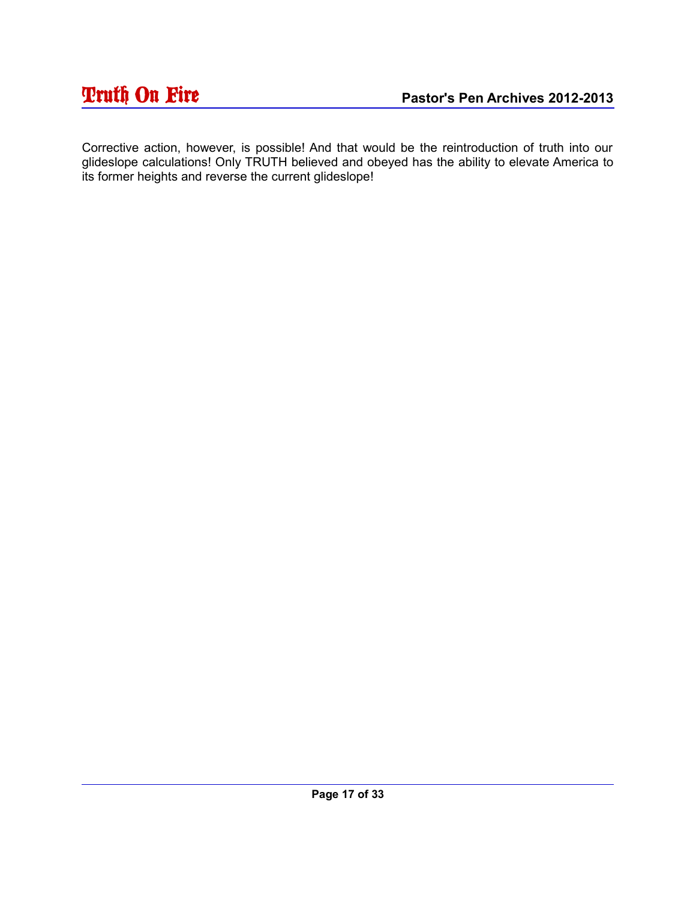Corrective action, however, is possible! And that would be the reintroduction of truth into our glideslope calculations! Only TRUTH believed and obeyed has the ability to elevate America to its former heights and reverse the current glideslope!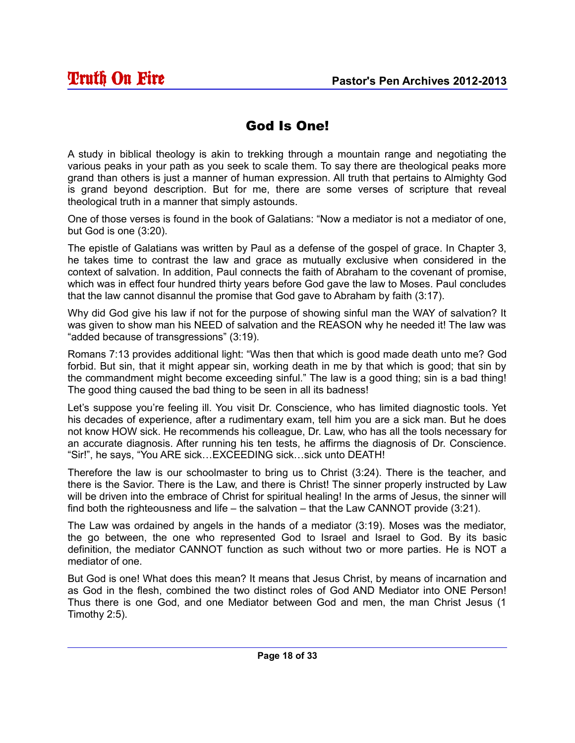# God Is One!

A study in biblical theology is akin to trekking through a mountain range and negotiating the various peaks in your path as you seek to scale them. To say there are theological peaks more grand than others is just a manner of human expression. All truth that pertains to Almighty God is grand beyond description. But for me, there are some verses of scripture that reveal theological truth in a manner that simply astounds.

One of those verses is found in the book of Galatians: "Now a mediator is not a mediator of one, but God is one (3:20).

The epistle of Galatians was written by Paul as a defense of the gospel of grace. In Chapter 3, he takes time to contrast the law and grace as mutually exclusive when considered in the context of salvation. In addition, Paul connects the faith of Abraham to the covenant of promise, which was in effect four hundred thirty years before God gave the law to Moses. Paul concludes that the law cannot disannul the promise that God gave to Abraham by faith (3:17).

Why did God give his law if not for the purpose of showing sinful man the WAY of salvation? It was given to show man his NEED of salvation and the REASON why he needed it! The law was "added because of transgressions" (3:19).

Romans 7:13 provides additional light: "Was then that which is good made death unto me? God forbid. But sin, that it might appear sin, working death in me by that which is good; that sin by the commandment might become exceeding sinful." The law is a good thing; sin is a bad thing! The good thing caused the bad thing to be seen in all its badness!

Let's suppose you're feeling ill. You visit Dr. Conscience, who has limited diagnostic tools. Yet his decades of experience, after a rudimentary exam, tell him you are a sick man. But he does not know HOW sick. He recommends his colleague, Dr. Law, who has all the tools necessary for an accurate diagnosis. After running his ten tests, he affirms the diagnosis of Dr. Conscience. "Sir!", he says, "You ARE sick…EXCEEDING sick…sick unto DEATH!

Therefore the law is our schoolmaster to bring us to Christ (3:24). There is the teacher, and there is the Savior. There is the Law, and there is Christ! The sinner properly instructed by Law will be driven into the embrace of Christ for spiritual healing! In the arms of Jesus, the sinner will find both the righteousness and life – the salvation – that the Law CANNOT provide (3:21).

The Law was ordained by angels in the hands of a mediator (3:19). Moses was the mediator, the go between, the one who represented God to Israel and Israel to God. By its basic definition, the mediator CANNOT function as such without two or more parties. He is NOT a mediator of one.

But God is one! What does this mean? It means that Jesus Christ, by means of incarnation and as God in the flesh, combined the two distinct roles of God AND Mediator into ONE Person! Thus there is one God, and one Mediator between God and men, the man Christ Jesus (1 Timothy 2:5).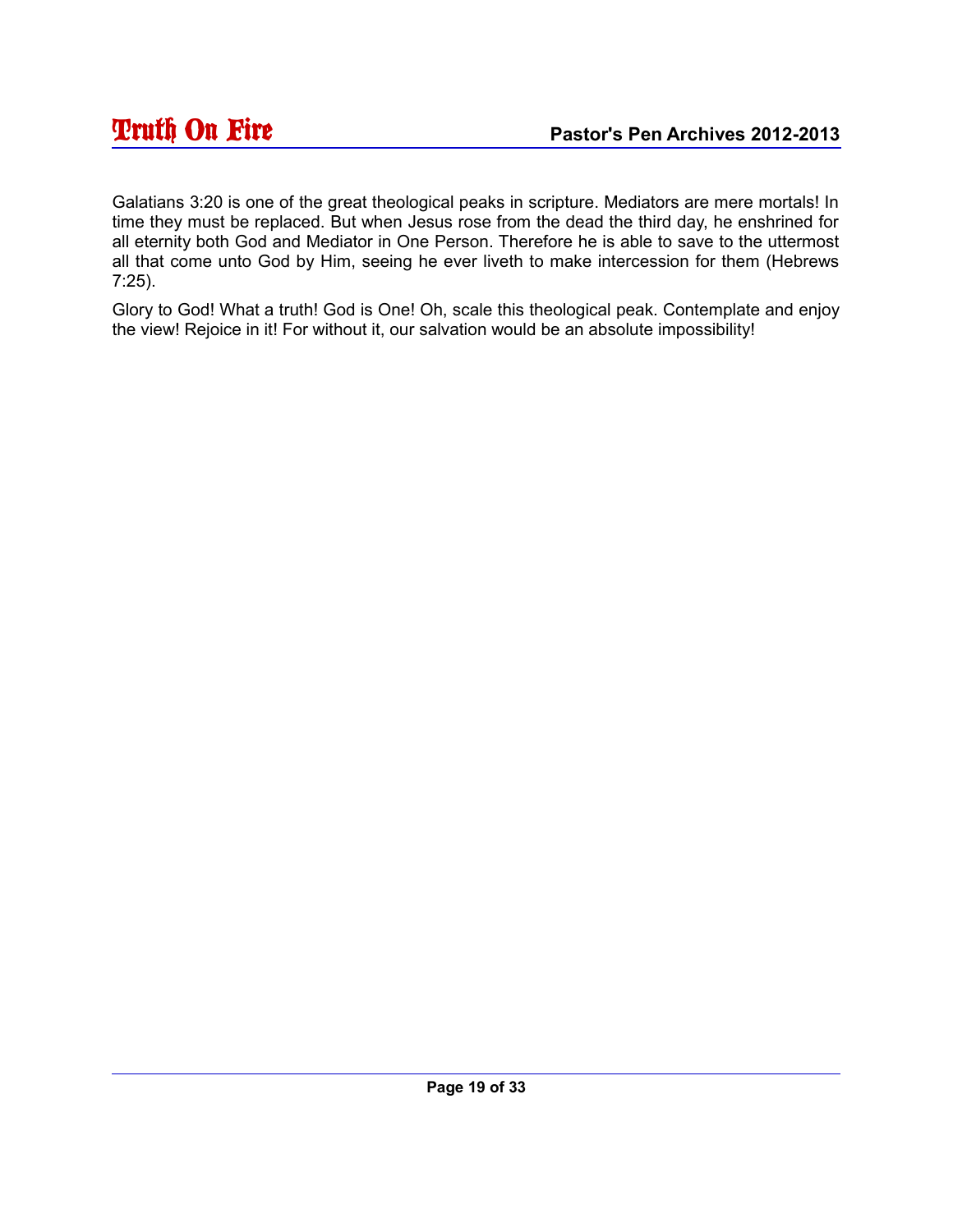Galatians 3:20 is one of the great theological peaks in scripture. Mediators are mere mortals! In time they must be replaced. But when Jesus rose from the dead the third day, he enshrined for all eternity both God and Mediator in One Person. Therefore he is able to save to the uttermost all that come unto God by Him, seeing he ever liveth to make intercession for them (Hebrews 7:25).

Glory to God! What a truth! God is One! Oh, scale this theological peak. Contemplate and enjoy the view! Rejoice in it! For without it, our salvation would be an absolute impossibility!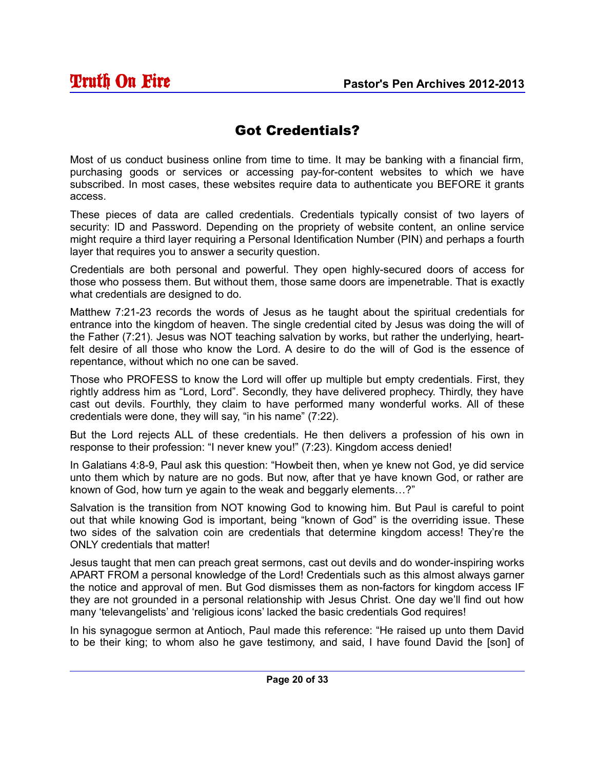# Got Credentials?

Most of us conduct business online from time to time. It may be banking with a financial firm, purchasing goods or services or accessing pay-for-content websites to which we have subscribed. In most cases, these websites require data to authenticate you BEFORE it grants access.

These pieces of data are called credentials. Credentials typically consist of two layers of security: ID and Password. Depending on the propriety of website content, an online service might require a third layer requiring a Personal Identification Number (PIN) and perhaps a fourth layer that requires you to answer a security question.

Credentials are both personal and powerful. They open highly-secured doors of access for those who possess them. But without them, those same doors are impenetrable. That is exactly what credentials are designed to do.

Matthew 7:21-23 records the words of Jesus as he taught about the spiritual credentials for entrance into the kingdom of heaven. The single credential cited by Jesus was doing the will of the Father (7:21). Jesus was NOT teaching salvation by works, but rather the underlying, heart-felt desire of all those who know the Lord. A desire to do the will of God is the essence of repentance, without which no one can be saved.

Those who PROFESS to know the Lord will offer up multiple but empty credentials. First, they rightly address him as "Lord, Lord". Secondly, they have delivered prophecy. Thirdly, they have cast out devils. Fourthly, they claim to have performed many wonderful works. All of these credentials were done, they will say, "in his name" (7:22).

But the Lord rejects ALL of these credentials. He then delivers a profession of his own in response to their profession: "I never knew you!" (7:23). Kingdom access denied!

In Galatians 4:8-9, Paul ask this question: "Howbeit then, when ye knew not God, ye did service unto them which by nature are no gods. But now, after that ye have known God, or rather are known of God, how turn ye again to the weak and beggarly elements…?"

Salvation is the transition from NOT knowing God to knowing him. But Paul is careful to point out that while knowing God is important, being "known of God" is the overriding issue. These two sides of the salvation coin are credentials that determine kingdom access! They're the ONLY credentials that matter!

Jesus taught that men can preach great sermons, cast out devils and do wonder-inspiring works APART FROM a personal knowledge of the Lord! Credentials such as this almost always garner the notice and approval of men. But God dismisses them as non-factors for kingdom access IF they are not grounded in a personal relationship with Jesus Christ. One day we'll find out how many 'televangelists' and 'religious icons' lacked the basic credentials God requires!

In his synagogue sermon at Antioch, Paul made this reference: "He raised up unto them David to be their king; to whom also he gave testimony, and said, I have found David the [son] of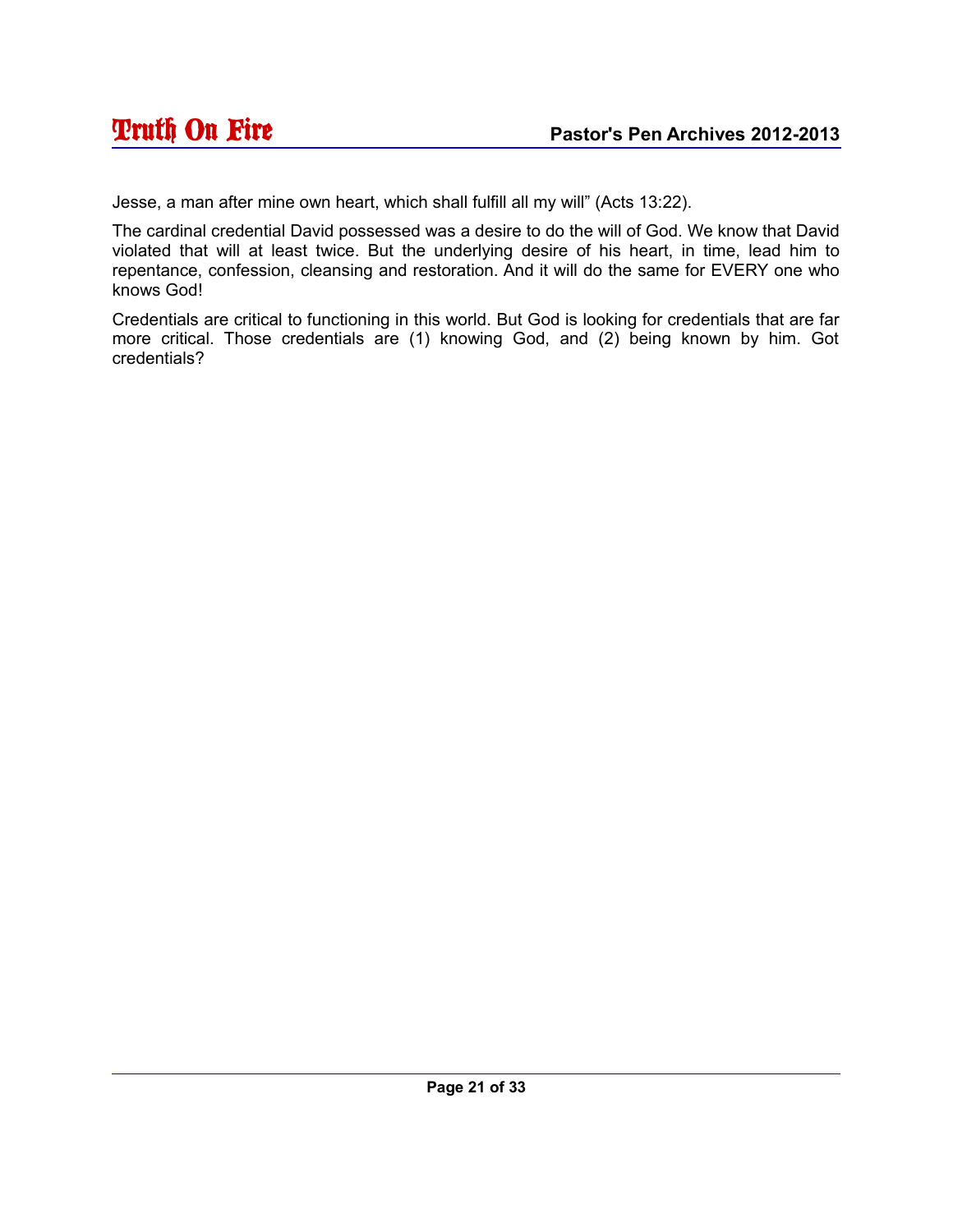Jesse, a man after mine own heart, which shall fulfill all my will" (Acts 13:22).

The cardinal credential David possessed was a desire to do the will of God. We know that David violated that will at least twice. But the underlying desire of his heart, in time, lead him to repentance, confession, cleansing and restoration. And it will do the same for EVERY one who knows God!

Credentials are critical to functioning in this world. But God is looking for credentials that are far more critical. Those credentials are (1) knowing God, and (2) being known by him. Got credentials?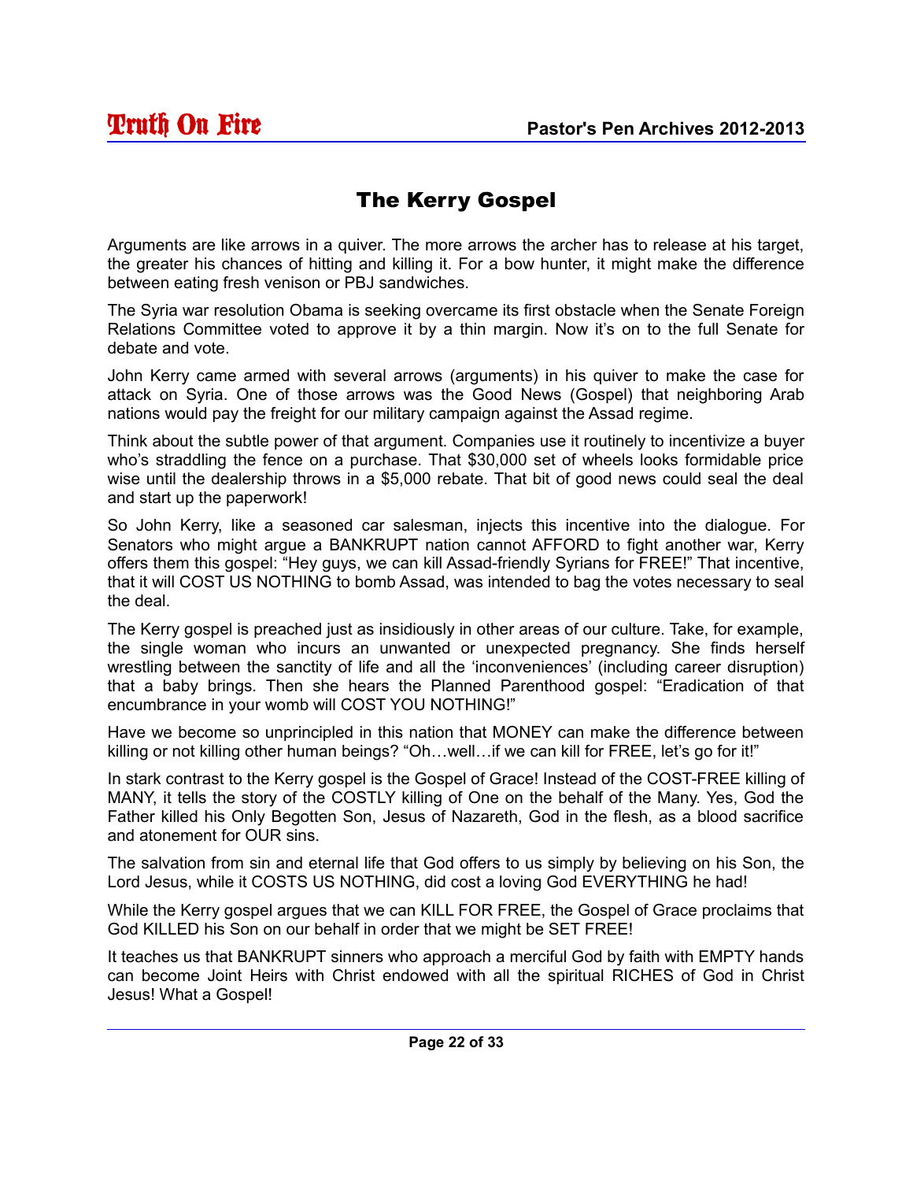# The Kerry Gospel

Arguments are like arrows in a quiver. The more arrows the archer has to release at his target, the greater his chances of hitting and killing it. For a bow hunter, it might make the difference between eating fresh venison or PBJ sandwiches.

The Syria war resolution Obama is seeking overcame its first obstacle when the Senate Foreign Relations Committee voted to approve it by a thin margin. Now it's on to the full Senate for debate and vote.

John Kerry came armed with several arrows (arguments) in his quiver to make the case for attack on Syria. One of those arrows was the Good News (Gospel) that neighboring Arab nations would pay the freight for our military campaign against the Assad regime.

Think about the subtle power of that argument. Companies use it routinely to incentivize a buyer who's straddling the fence on a purchase. That $30,000 set of wheels looks formidable price wise until the dealership throws in a $5,000 rebate. That bit of good news could seal the deal and start up the paperwork!

So John Kerry, like a seasoned car salesman, injects this incentive into the dialogue. For Senators who might argue a BANKRUPT nation cannot AFFORD to fight another war, Kerry offers them this gospel: "Hey guys, we can kill Assad-friendly Syrians for FREE!" That incentive, that it will COST US NOTHING to bomb Assad, was intended to bag the votes necessary to seal the deal.

The Kerry gospel is preached just as insidiously in other areas of our culture. Take, for example, the single woman who incurs an unwanted or unexpected pregnancy. She finds herself wrestling between the sanctity of life and all the 'inconveniences' (including career disruption) that a baby brings. Then she hears the Planned Parenthood gospel: "Eradication of that encumbrance in your womb will COST YOU NOTHING!"

Have we become so unprincipled in this nation that MONEY can make the difference between killing or not killing other human beings? "Oh…well…if we can kill for FREE, let's go for it!"

In stark contrast to the Kerry gospel is the Gospel of Grace! Instead of the COST-FREE killing of MANY, it tells the story of the COSTLY killing of One on the behalf of the Many. Yes, God the Father killed his Only Begotten Son, Jesus of Nazareth, God in the flesh, as a blood sacrifice and atonement for OUR sins.

The salvation from sin and eternal life that God offers to us simply by believing on his Son, the Lord Jesus, while it COSTS US NOTHING, did cost a loving God EVERYTHING he had!

While the Kerry gospel argues that we can KILL FOR FREE, the Gospel of Grace proclaims that God KILLED his Son on our behalf in order that we might be SET FREE!

It teaches us that BANKRUPT sinners who approach a merciful God by faith with EMPTY hands can become Joint Heirs with Christ endowed with all the spiritual RICHES of God in Christ Jesus! What a Gospel!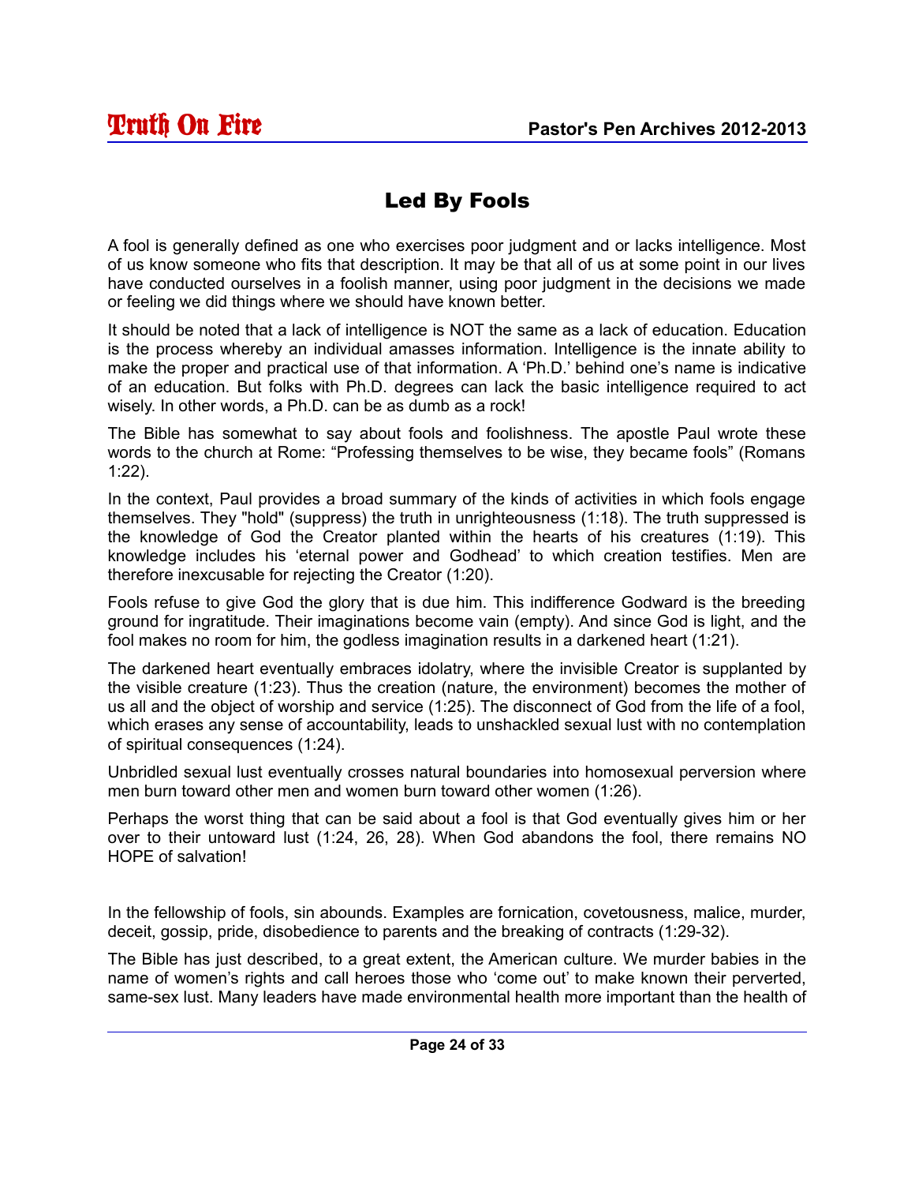# Led By Fools

A fool is generally defined as one who exercises poor judgment and or lacks intelligence. Most of us know someone who fits that description. It may be that all of us at some point in our lives have conducted ourselves in a foolish manner, using poor judgment in the decisions we made or feeling we did things where we should have known better.

It should be noted that a lack of intelligence is NOT the same as a lack of education. Education is the process whereby an individual amasses information. Intelligence is the innate ability to make the proper and practical use of that information. A 'Ph.D.' behind one's name is indicative of an education. But folks with Ph.D. degrees can lack the basic intelligence required to act wisely. In other words, a Ph.D. can be as dumb as a rock!

The Bible has somewhat to say about fools and foolishness. The apostle Paul wrote these words to the church at Rome: "Professing themselves to be wise, they became fools" (Romans 1:22).

In the context, Paul provides a broad summary of the kinds of activities in which fools engage themselves. They "hold" (suppress) the truth in unrighteousness (1:18). The truth suppressed is the knowledge of God the Creator planted within the hearts of his creatures (1:19). This knowledge includes his 'eternal power and Godhead' to which creation testifies. Men are therefore inexcusable for rejecting the Creator (1:20).

Fools refuse to give God the glory that is due him. This indifference Godward is the breeding ground for ingratitude. Their imaginations become vain (empty). And since God is light, and the fool makes no room for him, the godless imagination results in a darkened heart (1:21).

The darkened heart eventually embraces idolatry, where the invisible Creator is supplanted by the visible creature (1:23). Thus the creation (nature, the environment) becomes the mother of us all and the object of worship and service (1:25). The disconnect of God from the life of a fool, which erases any sense of accountability, leads to unshackled sexual lust with no contemplation of spiritual consequences (1:24).

Unbridled sexual lust eventually crosses natural boundaries into homosexual perversion where men burn toward other men and women burn toward other women (1:26).

Perhaps the worst thing that can be said about a fool is that God eventually gives him or her over to their untoward lust (1:24, 26, 28). When God abandons the fool, there remains NO HOPE of salvation!

In the fellowship of fools, sin abounds. Examples are fornication, covetousness, malice, murder, deceit, gossip, pride, disobedience to parents and the breaking of contracts (1:29-32).

The Bible has just described, to a great extent, the American culture. We murder babies in the name of women's rights and call heroes those who 'come out' to make known their perverted, same-sex lust. Many leaders have made environmental health more important than the health of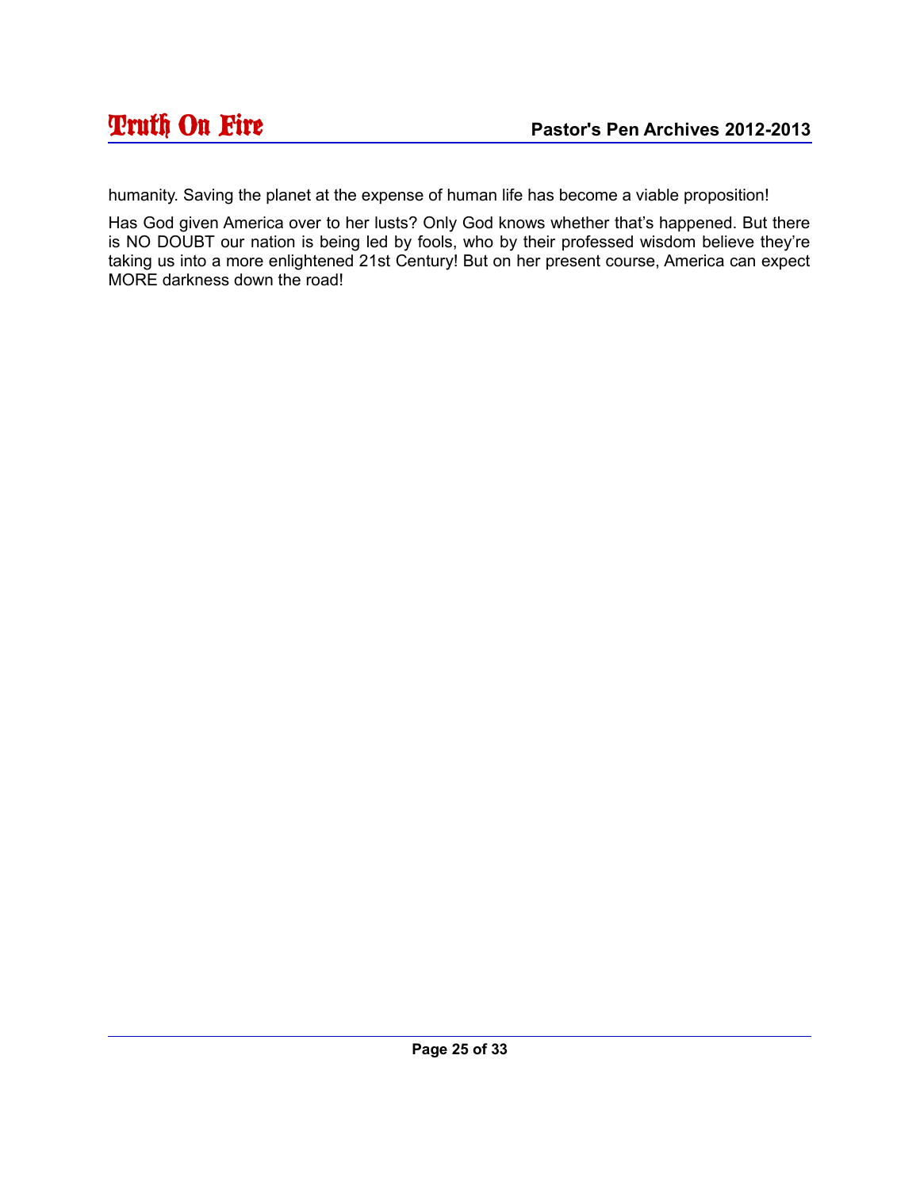humanity. Saving the planet at the expense of human life has become a viable proposition!

Has God given America over to her lusts? Only God knows whether that's happened. But there is NO DOUBT our nation is being led by fools, who by their professed wisdom believe they're taking us into a more enlightened 21st Century! But on her present course, America can expect MORE darkness down the road!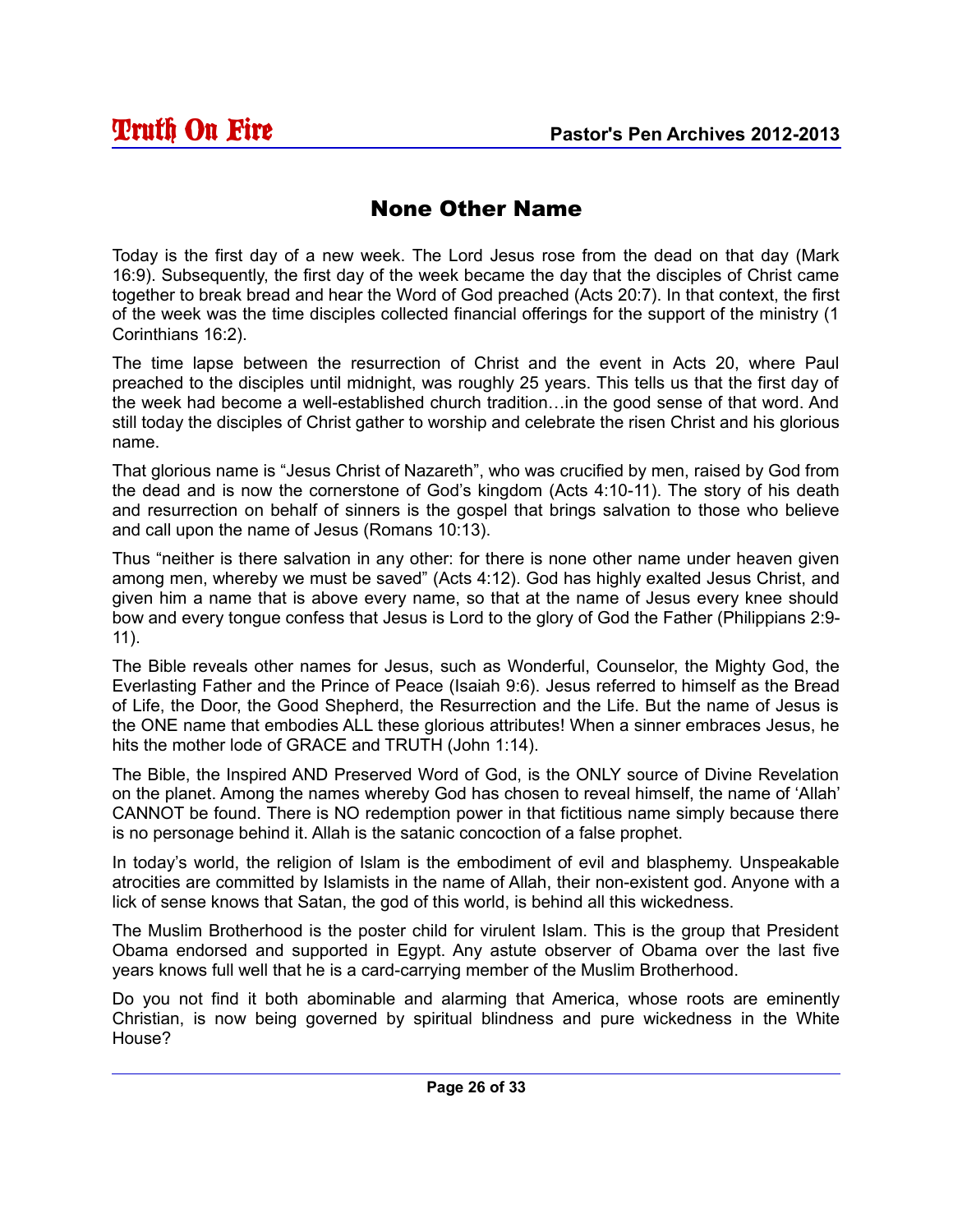# None Other Name

Today is the first day of a new week. The Lord Jesus rose from the dead on that day (Mark 16:9). Subsequently, the first day of the week became the day that the disciples of Christ came together to break bread and hear the Word of God preached (Acts 20:7). In that context, the first of the week was the time disciples collected financial offerings for the support of the ministry (1 Corinthians 16:2).

The time lapse between the resurrection of Christ and the event in Acts 20, where Paul preached to the disciples until midnight, was roughly 25 years. This tells us that the first day of the week had become a well-established church tradition…in the good sense of that word. And still today the disciples of Christ gather to worship and celebrate the risen Christ and his glorious name.

That glorious name is "Jesus Christ of Nazareth", who was crucified by men, raised by God from the dead and is now the cornerstone of God's kingdom (Acts 4:10-11). The story of his death and resurrection on behalf of sinners is the gospel that brings salvation to those who believe and call upon the name of Jesus (Romans 10:13).

Thus "neither is there salvation in any other: for there is none other name under heaven given among men, whereby we must be saved" (Acts 4:12). God has highly exalted Jesus Christ, and given him a name that is above every name, so that at the name of Jesus every knee should bow and every tongue confess that Jesus is Lord to the glory of God the Father (Philippians 2:9-11).

The Bible reveals other names for Jesus, such as Wonderful, Counselor, the Mighty God, the Everlasting Father and the Prince of Peace (Isaiah 9:6). Jesus referred to himself as the Bread of Life, the Door, the Good Shepherd, the Resurrection and the Life. But the name of Jesus is the ONE name that embodies ALL these glorious attributes! When a sinner embraces Jesus, he hits the mother lode of GRACE and TRUTH (John 1:14).

The Bible, the Inspired AND Preserved Word of God, is the ONLY source of Divine Revelation on the planet. Among the names whereby God has chosen to reveal himself, the name of 'Allah' CANNOT be found. There is NO redemption power in that fictitious name simply because there is no personage behind it. Allah is the satanic concoction of a false prophet.

In today's world, the religion of Islam is the embodiment of evil and blasphemy. Unspeakable atrocities are committed by Islamists in the name of Allah, their non-existent god. Anyone with a lick of sense knows that Satan, the god of this world, is behind all this wickedness.

The Muslim Brotherhood is the poster child for virulent Islam. This is the group that President Obama endorsed and supported in Egypt. Any astute observer of Obama over the last five years knows full well that he is a card-carrying member of the Muslim Brotherhood.

Do you not find it both abominable and alarming that America, whose roots are eminently Christian, is now being governed by spiritual blindness and pure wickedness in the White House?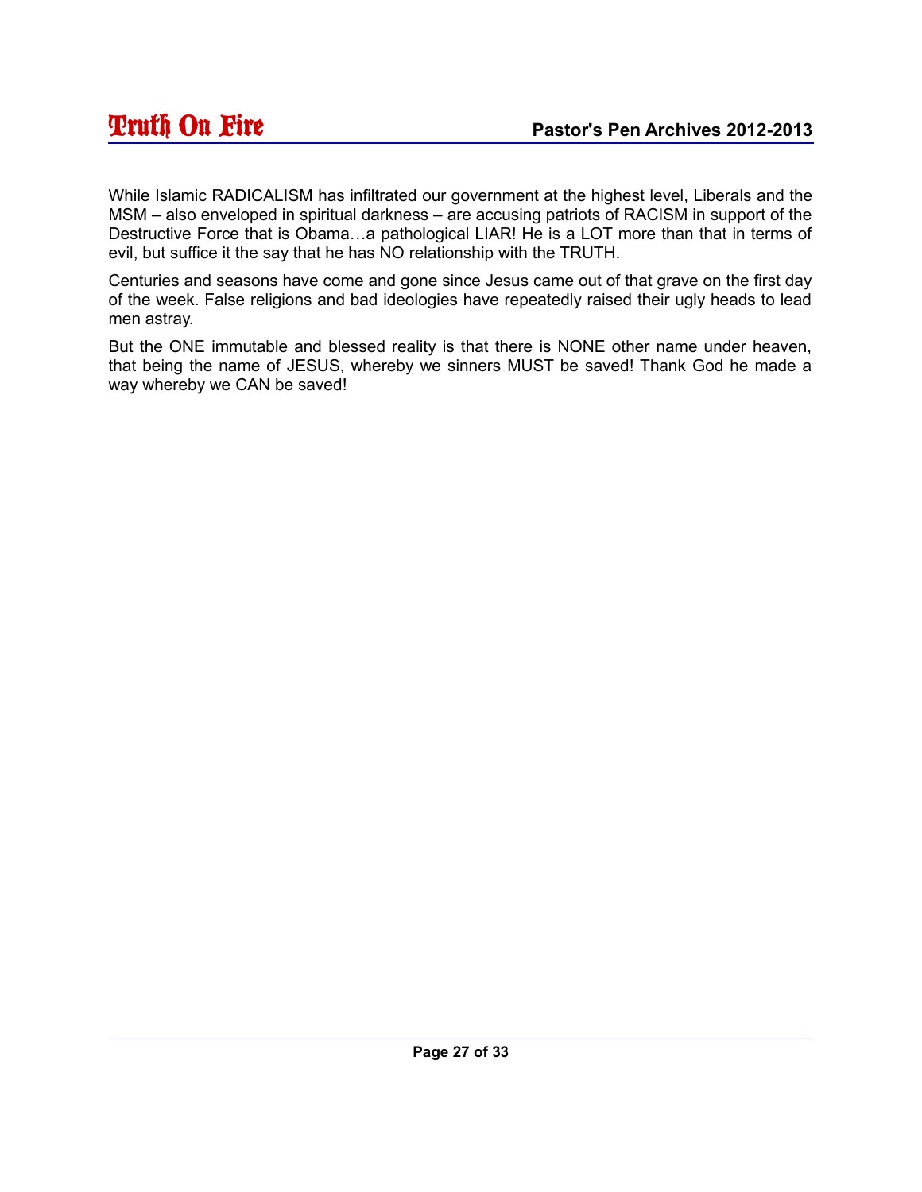While Islamic RADICALISM has infiltrated our government at the highest level, Liberals and the MSM – also enveloped in spiritual darkness – are accusing patriots of RACISM in support of the Destructive Force that is Obama…a pathological LIAR! He is a LOT more than that in terms of evil, but suffice it the say that he has NO relationship with the TRUTH.

Centuries and seasons have come and gone since Jesus came out of that grave on the first day of the week. False religions and bad ideologies have repeatedly raised their ugly heads to lead men astray.

But the ONE immutable and blessed reality is that there is NONE other name under heaven, that being the name of JESUS, whereby we sinners MUST be saved! Thank God he made a way whereby we CAN be saved!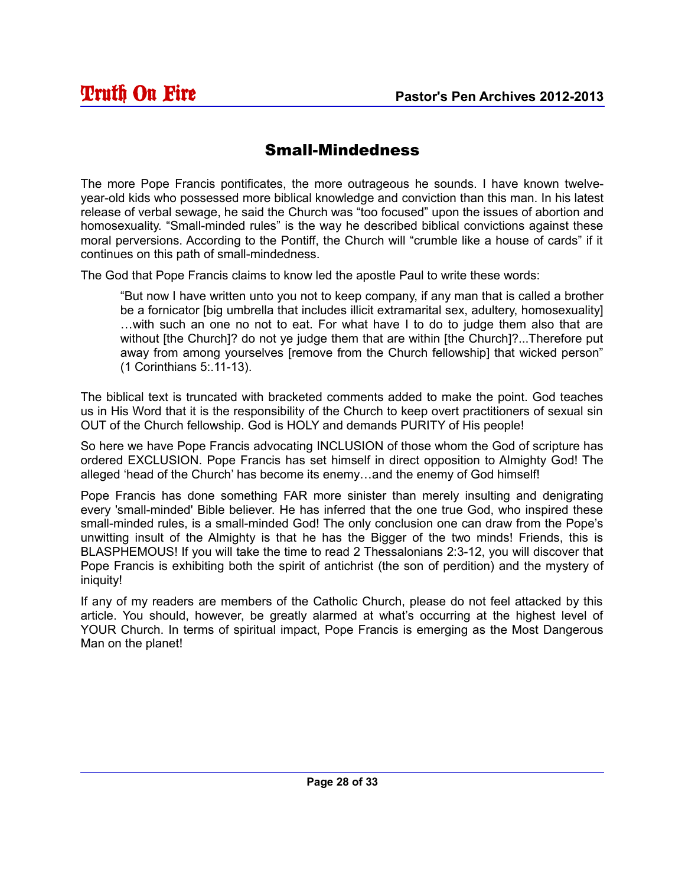## Small-Mindedness

The more Pope Francis pontificates, the more outrageous he sounds. I have known twelve-year-old kids who possessed more biblical knowledge and conviction than this man. In his latest release of verbal sewage, he said the Church was "too focused" upon the issues of abortion and homosexuality. "Small-minded rules" is the way he described biblical convictions against these moral perversions. According to the Pontiff, the Church will "crumble like a house of cards" if it continues on this path of small-mindedness.

The God that Pope Francis claims to know led the apostle Paul to write these words:

> "But now I have written unto you not to keep company, if any man that is called a brother be a fornicator [big umbrella that includes illicit extramarital sex, adultery, homosexuality] …with such an one no not to eat. For what have I to do to judge them also that are without [the Church]? do not ye judge them that are within [the Church]?...Therefore put away from among yourselves [remove from the Church fellowship] that wicked person" (1 Corinthians 5:.11-13).

The biblical text is truncated with bracketed comments added to make the point. God teaches us in His Word that it is the responsibility of the Church to keep overt practitioners of sexual sin OUT of the Church fellowship. God is HOLY and demands PURITY of His people!

So here we have Pope Francis advocating INCLUSION of those whom the God of scripture has ordered EXCLUSION. Pope Francis has set himself in direct opposition to Almighty God! The alleged 'head of the Church' has become its enemy…and the enemy of God himself!

Pope Francis has done something FAR more sinister than merely insulting and denigrating every 'small-minded' Bible believer. He has inferred that the one true God, who inspired these small-minded rules, is a small-minded God! The only conclusion one can draw from the Pope's unwitting insult of the Almighty is that he has the Bigger of the two minds! Friends, this is BLASPHEMOUS! If you will take the time to read 2 Thessalonians 2:3-12, you will discover that Pope Francis is exhibiting both the spirit of antichrist (the son of perdition) and the mystery of iniquity!

If any of my readers are members of the Catholic Church, please do not feel attacked by this article. You should, however, be greatly alarmed at what's occurring at the highest level of YOUR Church. In terms of spiritual impact, Pope Francis is emerging as the Most Dangerous Man on the planet!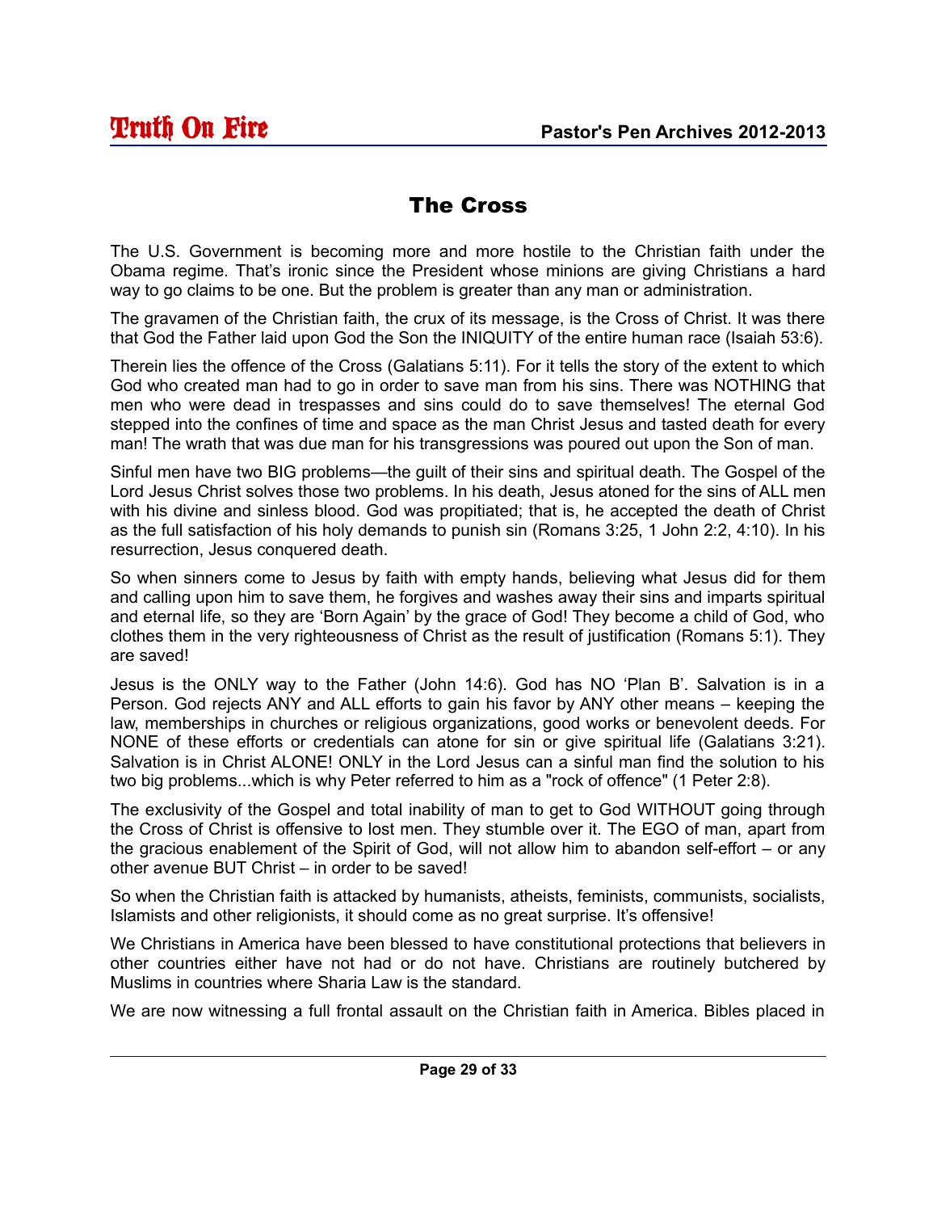# The Cross

The U.S. Government is becoming more and more hostile to the Christian faith under the Obama regime. That's ironic since the President whose minions are giving Christians a hard way to go claims to be one. But the problem is greater than any man or administration.

The gravamen of the Christian faith, the crux of its message, is the Cross of Christ. It was there that God the Father laid upon God the Son the INIQUITY of the entire human race (Isaiah 53:6).

Therein lies the offence of the Cross (Galatians 5:11). For it tells the story of the extent to which God who created man had to go in order to save man from his sins. There was NOTHING that men who were dead in trespasses and sins could do to save themselves! The eternal God stepped into the confines of time and space as the man Christ Jesus and tasted death for every man! The wrath that was due man for his transgressions was poured out upon the Son of man.

Sinful men have two BIG problems—the guilt of their sins and spiritual death. The Gospel of the Lord Jesus Christ solves those two problems. In his death, Jesus atoned for the sins of ALL men with his divine and sinless blood. God was propitiated; that is, he accepted the death of Christ as the full satisfaction of his holy demands to punish sin (Romans 3:25, 1 John 2:2, 4:10). In his resurrection, Jesus conquered death.

So when sinners come to Jesus by faith with empty hands, believing what Jesus did for them and calling upon him to save them, he forgives and washes away their sins and imparts spiritual and eternal life, so they are 'Born Again' by the grace of God! They become a child of God, who clothes them in the very righteousness of Christ as the result of justification (Romans 5:1). They are saved!

Jesus is the ONLY way to the Father (John 14:6). God has NO 'Plan B'. Salvation is in a Person. God rejects ANY and ALL efforts to gain his favor by ANY other means – keeping the law, memberships in churches or religious organizations, good works or benevolent deeds. For NONE of these efforts or credentials can atone for sin or give spiritual life (Galatians 3:21). Salvation is in Christ ALONE! ONLY in the Lord Jesus can a sinful man find the solution to his two big problems...which is why Peter referred to him as a "rock of offence" (1 Peter 2:8).

The exclusivity of the Gospel and total inability of man to get to God WITHOUT going through the Cross of Christ is offensive to lost men. They stumble over it. The EGO of man, apart from the gracious enablement of the Spirit of God, will not allow him to abandon self-effort – or any other avenue BUT Christ – in order to be saved!

So when the Christian faith is attacked by humanists, atheists, feminists, communists, socialists, Islamists and other religionists, it should come as no great surprise. It's offensive!

We Christians in America have been blessed to have constitutional protections that believers in other countries either have not had or do not have. Christians are routinely butchered by Muslims in countries where Sharia Law is the standard.

We are now witnessing a full frontal assault on the Christian faith in America. Bibles placed in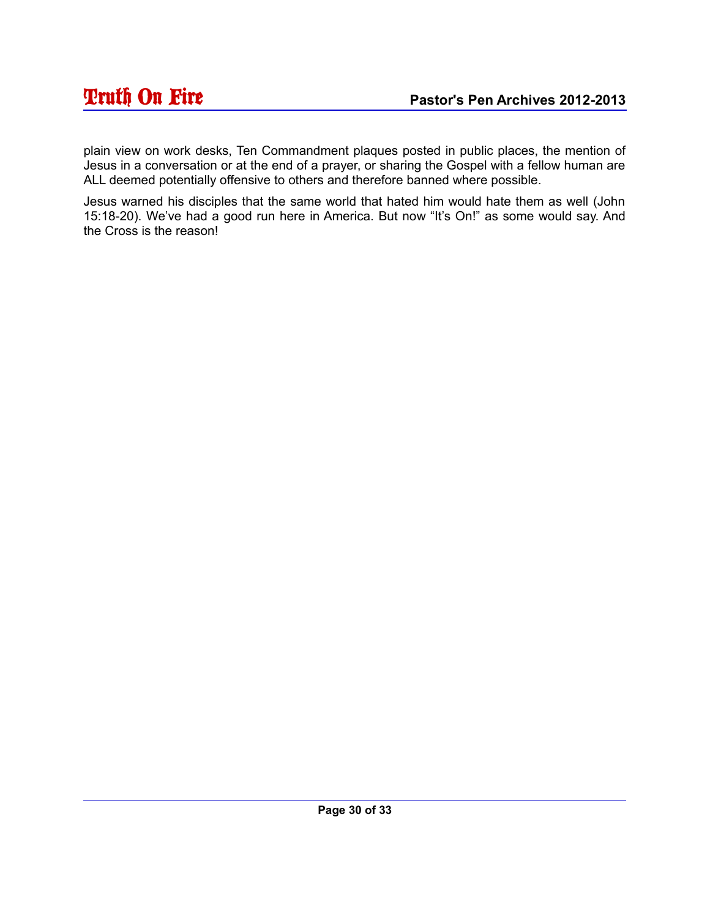plain view on work desks, Ten Commandment plaques posted in public places, the mention of Jesus in a conversation or at the end of a prayer, or sharing the Gospel with a fellow human are ALL deemed potentially offensive to others and therefore banned where possible.

Jesus warned his disciples that the same world that hated him would hate them as well (John 15:18-20). We’ve had a good run here in America. But now “It’s On!” as some would say. And the Cross is the reason!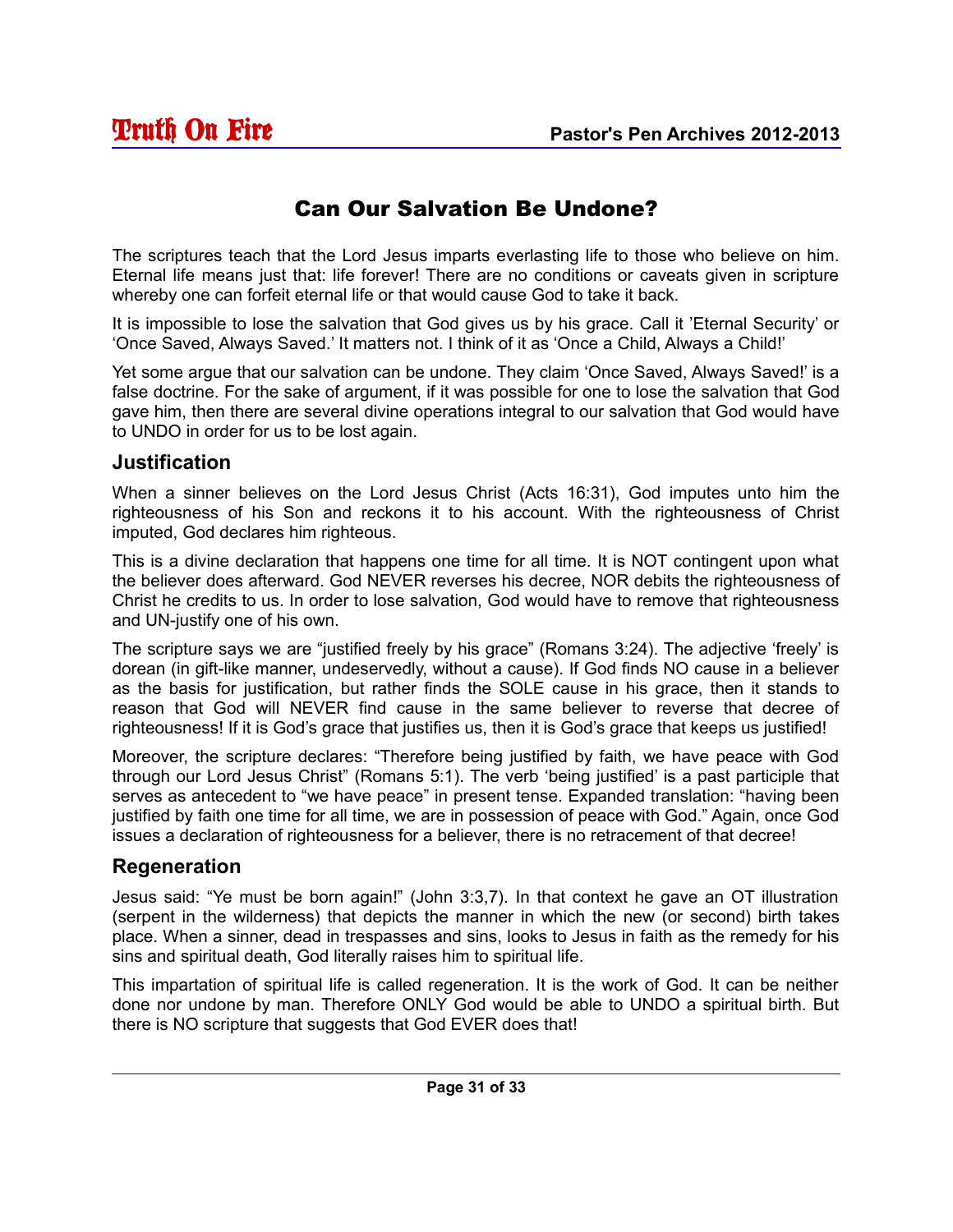## Can Our Salvation Be Undone?

The scriptures teach that the Lord Jesus imparts everlasting life to those who believe on him. Eternal life means just that: life forever! There are no conditions or caveats given in scripture whereby one can forfeit eternal life or that would cause God to take it back.

It is impossible to lose the salvation that God gives us by his grace. Call it 'Eternal Security' or 'Once Saved, Always Saved.' It matters not. I think of it as 'Once a Child, Always a Child!'

Yet some argue that our salvation can be undone. They claim 'Once Saved, Always Saved!' is a false doctrine. For the sake of argument, if it was possible for one to lose the salvation that God gave him, then there are several divine operations integral to our salvation that God would have to UNDO in order for us to be lost again.

### Justification

When a sinner believes on the Lord Jesus Christ (Acts 16:31), God imputes unto him the righteousness of his Son and reckons it to his account. With the righteousness of Christ imputed, God declares him righteous.

This is a divine declaration that happens one time for all time. It is NOT contingent upon what the believer does afterward. God NEVER reverses his decree, NOR debits the righteousness of Christ he credits to us. In order to lose salvation, God would have to remove that righteousness and UN-justify one of his own.

The scripture says we are "justified freely by his grace" (Romans 3:24). The adjective 'freely' is dorean (in gift-like manner, undeservedly, without a cause). If God finds NO cause in a believer as the basis for justification, but rather finds the SOLE cause in his grace, then it stands to reason that God will NEVER find cause in the same believer to reverse that decree of righteousness! If it is God's grace that justifies us, then it is God's grace that keeps us justified!

Moreover, the scripture declares: "Therefore being justified by faith, we have peace with God through our Lord Jesus Christ" (Romans 5:1). The verb 'being justified' is a past participle that serves as antecedent to "we have peace" in present tense. Expanded translation: "having been justified by faith one time for all time, we are in possession of peace with God." Again, once God issues a declaration of righteousness for a believer, there is no retracement of that decree!

### Regeneration

Jesus said: "Ye must be born again!" (John 3:3,7). In that context he gave an OT illustration (serpent in the wilderness) that depicts the manner in which the new (or second) birth takes place. When a sinner, dead in trespasses and sins, looks to Jesus in faith as the remedy for his sins and spiritual death, God literally raises him to spiritual life.

This impartation of spiritual life is called regeneration. It is the work of God. It can be neither done nor undone by man. Therefore ONLY God would be able to UNDO a spiritual birth. But there is NO scripture that suggests that God EVER does that!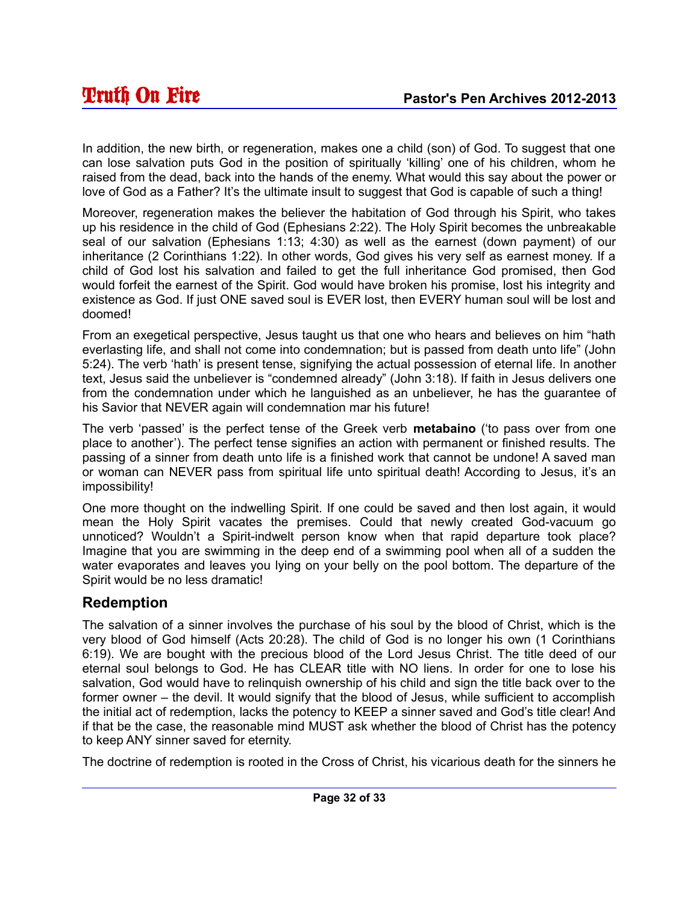In addition, the new birth, or regeneration, makes one a child (son) of God. To suggest that one can lose salvation puts God in the position of spiritually 'killing' one of his children, whom he raised from the dead, back into the hands of the enemy. What would this say about the power or love of God as a Father? It's the ultimate insult to suggest that God is capable of such a thing!

Moreover, regeneration makes the believer the habitation of God through his Spirit, who takes up his residence in the child of God (Ephesians 2:22). The Holy Spirit becomes the unbreakable seal of our salvation (Ephesians 1:13; 4:30) as well as the earnest (down payment) of our inheritance (2 Corinthians 1:22). In other words, God gives his very self as earnest money. If a child of God lost his salvation and failed to get the full inheritance God promised, then God would forfeit the earnest of the Spirit. God would have broken his promise, lost his integrity and existence as God. If just ONE saved soul is EVER lost, then EVERY human soul will be lost and doomed!

From an exegetical perspective, Jesus taught us that one who hears and believes on him "hath everlasting life, and shall not come into condemnation; but is passed from death unto life" (John 5:24). The verb 'hath' is present tense, signifying the actual possession of eternal life. In another text, Jesus said the unbeliever is "condemned already" (John 3:18). If faith in Jesus delivers one from the condemnation under which he languished as an unbeliever, he has the guarantee of his Savior that NEVER again will condemnation mar his future!

The verb 'passed' is the perfect tense of the Greek verb **metabaino** ('to pass over from one place to another'). The perfect tense signifies an action with permanent or finished results. The passing of a sinner from death unto life is a finished work that cannot be undone! A saved man or woman can NEVER pass from spiritual life unto spiritual death! According to Jesus, it's an impossibility!

One more thought on the indwelling Spirit. If one could be saved and then lost again, it would mean the Holy Spirit vacates the premises. Could that newly created God-vacuum go unnoticed? Wouldn't a Spirit-indwelt person know when that rapid departure took place? Imagine that you are swimming in the deep end of a swimming pool when all of a sudden the water evaporates and leaves you lying on your belly on the pool bottom. The departure of the Spirit would be no less dramatic!

## Redemption

The salvation of a sinner involves the purchase of his soul by the blood of Christ, which is the very blood of God himself (Acts 20:28). The child of God is no longer his own (1 Corinthians 6:19). We are bought with the precious blood of the Lord Jesus Christ. The title deed of our eternal soul belongs to God. He has CLEAR title with NO liens. In order for one to lose his salvation, God would have to relinquish ownership of his child and sign the title back over to the former owner – the devil. It would signify that the blood of Jesus, while sufficient to accomplish the initial act of redemption, lacks the potency to KEEP a sinner saved and God's title clear! And if that be the case, the reasonable mind MUST ask whether the blood of Christ has the potency to keep ANY sinner saved for eternity.

The doctrine of redemption is rooted in the Cross of Christ, his vicarious death for the sinners he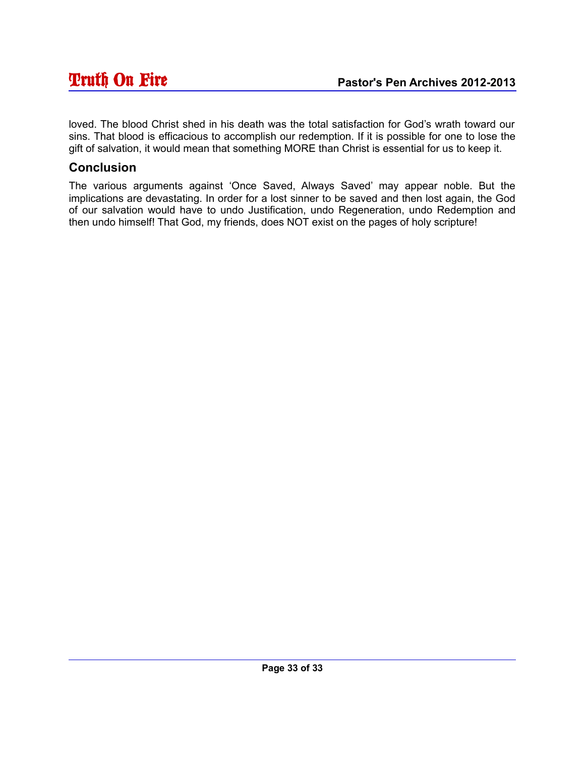loved. The blood Christ shed in his death was the total satisfaction for God's wrath toward our sins. That blood is efficacious to accomplish our redemption. If it is possible for one to lose the gift of salvation, it would mean that something MORE than Christ is essential for us to keep it.

## Conclusion

The various arguments against 'Once Saved, Always Saved' may appear noble. But the implications are devastating. In order for a lost sinner to be saved and then lost again, the God of our salvation would have to undo Justification, undo Regeneration, undo Redemption and then undo himself! That God, my friends, does NOT exist on the pages of holy scripture!